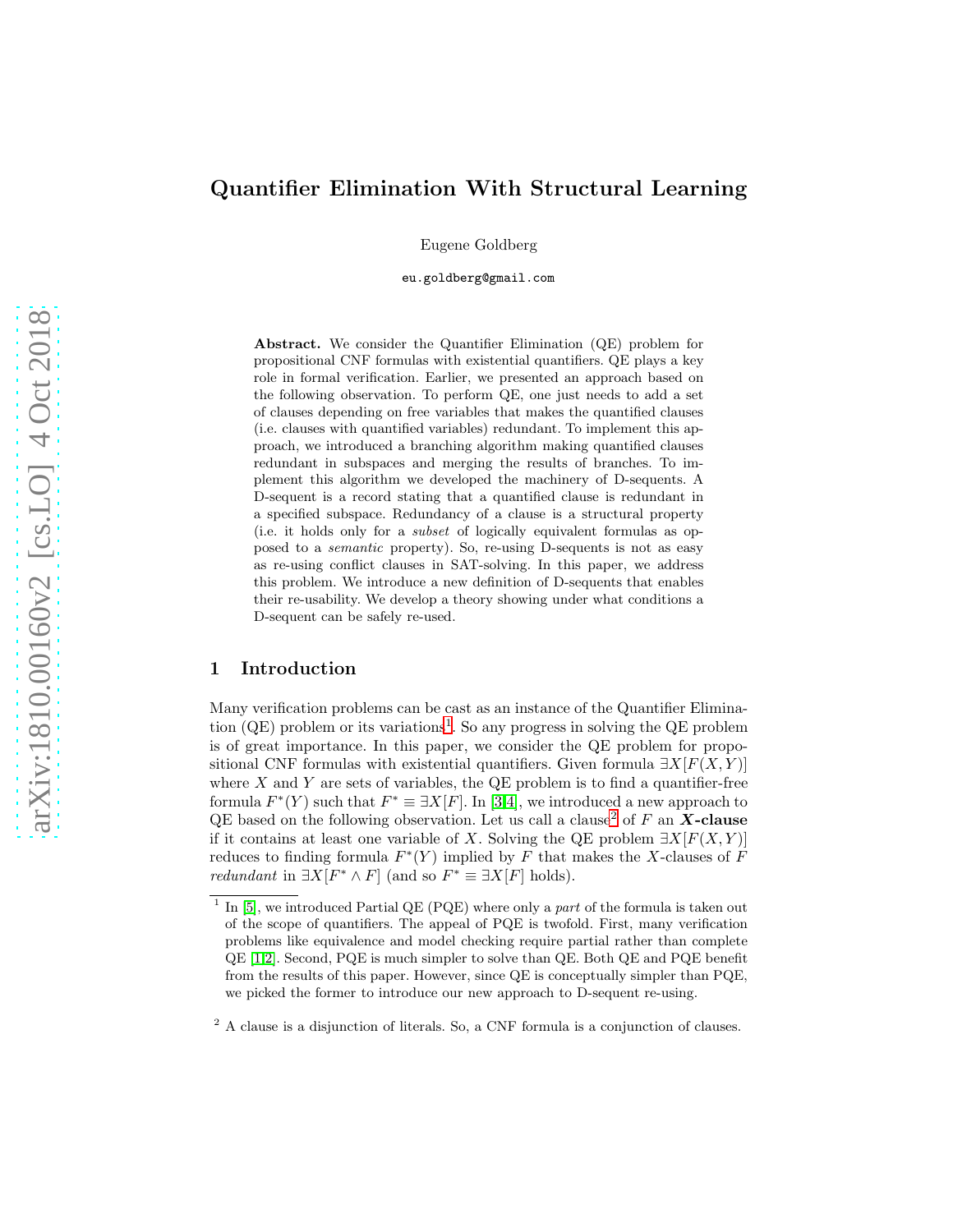# Quantifier Elimination With Structural Learning

Eugene Goldberg

eu.goldberg@gmail.com

**Abstract.** We consider the Quantifier Elimination (QE) problem for propositional CNF formulas with existential quantifiers. QE plays a key role in formal verification. Earlier, we presented an approach based on the following observation. To perform QE, one just needs to add a set of clauses depending on free variables that makes the quantified clauses (i.e. clauses with quantified variables) redundant. To implement this approach, we introduced a branching algorithm making quantified clauses redundant in subspaces and merging the results of branches. To implement this algorithm we developed the machinery of D-sequents. A D-sequent is a record stating that a quantified clause is redundant in a specified subspace. Redundancy of a clause is a structural property (i.e. it holds only for a *subset* of logically equivalent formulas as opposed to a *semantic* property). So, re-using D-sequents is not as easy as re-using conflict clauses in SAT-solving. In this paper, we address this problem. We introduce a new definition of D-sequents that enables their re-usability. We develop a theory showing under what conditions a D-sequent can be safely re-used.

## 1 Introduction

Many verification problems can be cast as an instance of the Quantifier Elimination (QE) problem or its variations[1]. So any progress in solving the QE problem is of great importance. In this paper, we consider the QE problem for propositional CNF formulas with existential quantifiers. Given formula $\exists X[F(X,Y)]$ where $X$ and $Y$ are sets of variables, the QE problem is to find a quantifier-free formula $F^*(Y)$ such that $F^* \equiv \exists X[F]$. In [3,4], we introduced a new approach to QE based on the following observation. Let us call a clause[2] of $F$ an ***X*-clause** if it contains at least one variable of $X$. Solving the QE problem $\exists X[F(X,Y)]$ reduces to finding formula $F^*(Y)$ implied by $F$ that makes the $X$-clauses of $F$ *redundant* in $\exists X[F^* \wedge F]$ (and so $F^* \equiv \exists X[F]$ holds).

---

[1] In [5], we introduced Partial QE (PQE) where only a *part* of the formula is taken out of the scope of quantifiers. The appeal of PQE is twofold. First, many verification problems like equivalence and model checking require partial rather than complete QE [1,2]. Second, PQE is much simpler to solve than QE. Both QE and PQE benefit from the results of this paper. However, since QE is conceptually simpler than PQE, we picked the former to introduce our new approach to D-sequent re-using.

[2] A clause is a disjunction of literals. So, a CNF formula is a conjunction of clauses.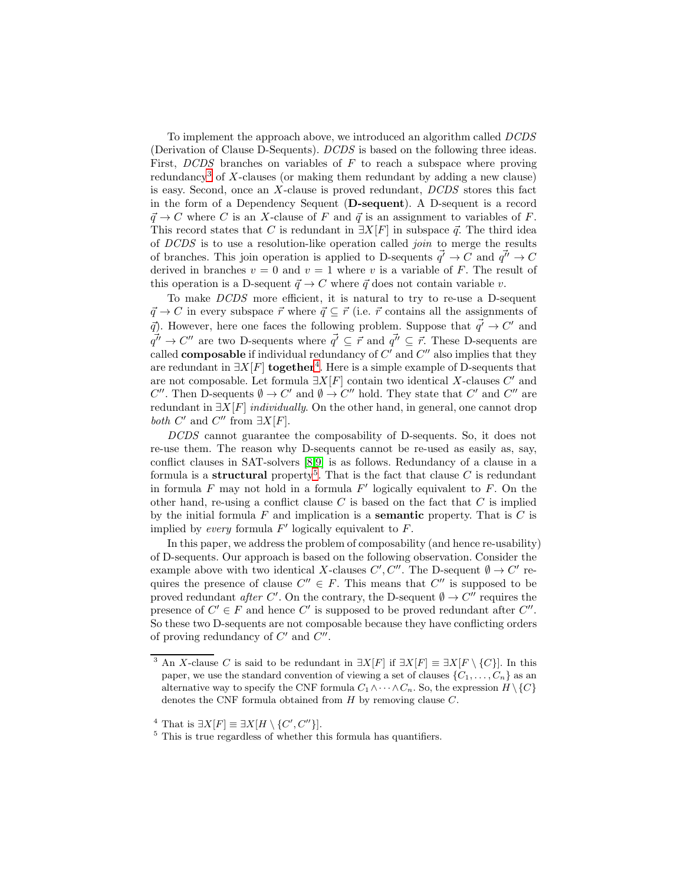To implement the approach above, we introduced an algorithm called *DCDS* (Derivation of Clause D-Sequents). *DCDS* is based on the following three ideas. First, *DCDS* branches on variables of $F$ to reach a subspace where proving redundancy[3] of $X$-clauses (or making them redundant by adding a new clause) is easy. Second, once an $X$-clause is proved redundant, *DCDS* stores this fact in the form of a Dependency Sequent (**D-sequent**). A D-sequent is a record $\vec{q} \rightarrow C$ where $C$ is an $X$-clause of $F$ and $\vec{q}$ is an assignment to variables of $F$. This record states that $C$ is redundant in $\exists X[F]$ in subspace $\vec{q}$. The third idea of *DCDS* is to use a resolution-like operation called *join* to merge the results of branches. This join operation is applied to D-sequents $\vec{q'} \rightarrow C$ and $\vec{q''} \rightarrow C$ derived in branches $v = 0$ and $v = 1$ where $v$ is a variable of $F$. The result of this operation is a D-sequent $\vec{q} \rightarrow C$ where $\vec{q}$ does not contain variable $v$.

To make *DCDS* more efficient, it is natural to try to re-use a D-sequent $\vec{q} \rightarrow C$ in every subspace $\vec{r}$ where $\vec{q} \subseteq \vec{r}$ (i.e. $\vec{r}$ contains all the assignments of $\vec{q}$). However, here one faces the following problem. Suppose that $\vec{q'} \rightarrow C'$ and $\vec{q''} \rightarrow C''$ are two D-sequents where $\vec{q'} \subseteq \vec{r}$ and $\vec{q''} \subseteq \vec{r}$. These D-sequents are called **composable** if individual redundancy of $C'$ and $C''$ also implies that they are redundant in $\exists X[F]$ **together**[4]. Here is a simple example of D-sequents that are not composable. Let formula $\exists X[F]$ contain two identical $X$-clauses $C'$ and $C''$. Then D-sequents $\emptyset \rightarrow C'$ and $\emptyset \rightarrow C''$ hold. They state that $C'$ and $C''$ are redundant in $\exists X[F]$ *individually*. On the other hand, in general, one cannot drop *both* $C'$ and $C''$ from $\exists X[F]$.

*DCDS* cannot guarantee the composability of D-sequents. So, it does not re-use them. The reason why D-sequents cannot be re-used as easily as, say, conflict clauses in SAT-solvers [8,9] is as follows. Redundancy of a clause in a formula is a **structural** property[5]. That is the fact that clause $C$ is redundant in formula $F$ may not hold in a formula $F'$ logically equivalent to $F$. On the other hand, re-using a conflict clause $C$ is based on the fact that $C$ is implied by the initial formula $F$ and implication is a **semantic** property. That is $C$ is implied by *every* formula $F'$ logically equivalent to $F$.

In this paper, we address the problem of composability (and hence re-usability) of D-sequents. Our approach is based on the following observation. Consider the example above with two identical $X$-clauses $C', C''$. The D-sequent $\emptyset \rightarrow C'$ requires the presence of clause $C'' \in F$. This means that $C''$ is supposed to be proved redundant *after* $C'$. On the contrary, the D-sequent $\emptyset \rightarrow C''$ requires the presence of $C' \in F$ and hence $C'$ is supposed to be proved redundant after $C''$. So these two D-sequents are not composable because they have conflicting orders of proving redundancy of $C'$ and $C''$.

---

[3] An $X$-clause $C$ is said to be redundant in $\exists X[F]$ if $\exists X[F] \equiv \exists X[F \setminus \{C\}]$. In this paper, we use the standard convention of viewing a set of clauses $\{C_1, \ldots, C_n\}$ as an alternative way to specify the CNF formula $C_1 \wedge \cdots \wedge C_n$. So, the expression $H \setminus \{C\}$ denotes the CNF formula obtained from $H$ by removing clause $C$.

[4] That is $\exists X[F] \equiv \exists X[H \setminus \{C', C''\}]$.

[5] This is true regardless of whether this formula has quantifiers.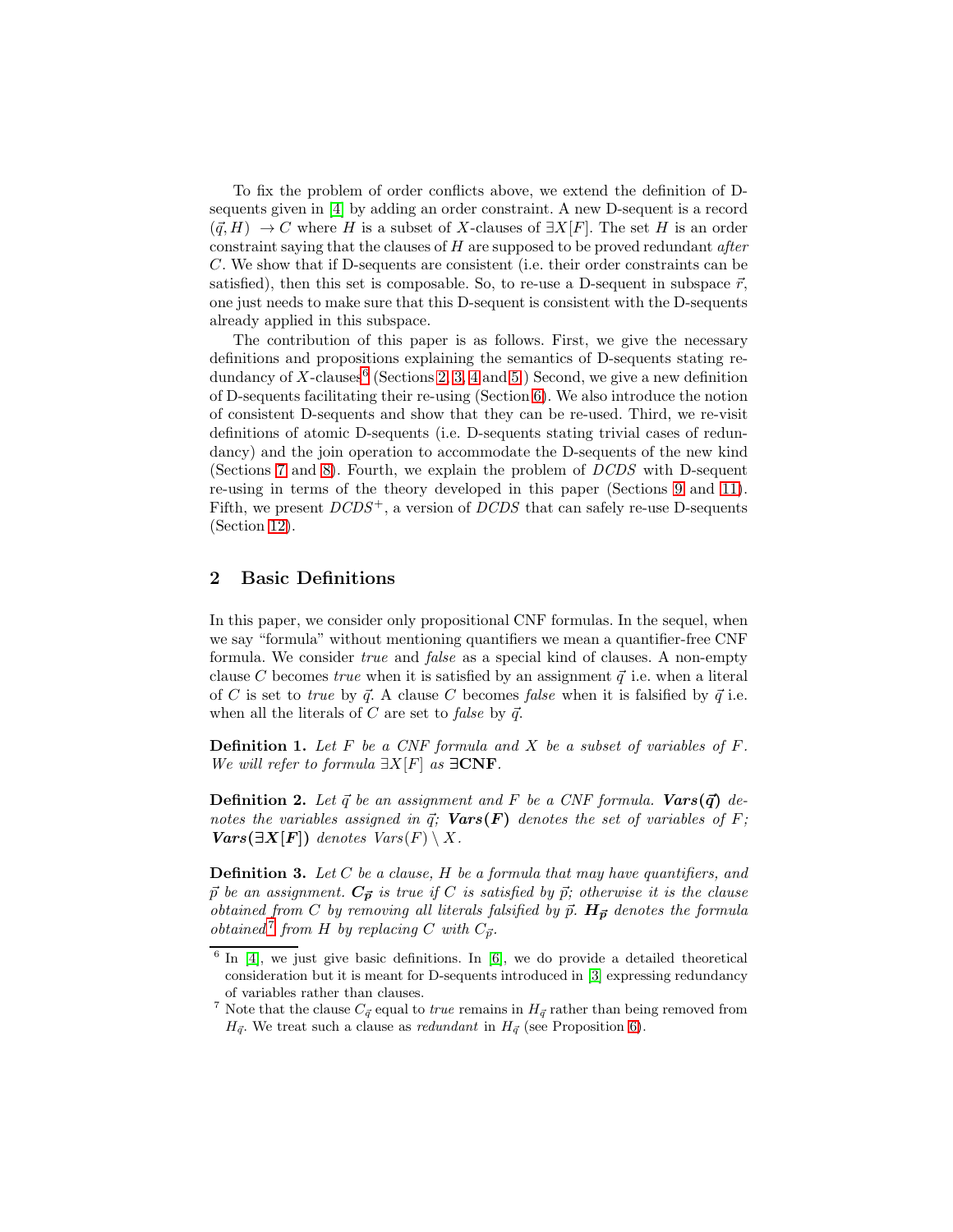To fix the problem of order conflicts above, we extend the definition of D-sequents given in [4] by adding an order constraint. A new D-sequent is a record $(\vec{q}, H) \rightarrow C$ where $H$ is a subset of $X$-clauses of $\exists X[F]$. The set $H$ is an order constraint saying that the clauses of $H$ are supposed to be proved redundant *after* $C$. We show that if D-sequents are consistent (i.e. their order constraints can be satisfied), then this set is composable. So, to re-use a D-sequent in subspace $\vec{r}$, one just needs to make sure that this D-sequent is consistent with the D-sequents already applied in this subspace.

The contribution of this paper is as follows. First, we give the necessary definitions and propositions explaining the semantics of D-sequents stating redundancy of $X$-clauses[6] (Sections 2, 3, 4 and 5.) Second, we give a new definition of D-sequents facilitating their re-using (Section 6). We also introduce the notion of consistent D-sequents and show that they can be re-used. Third, we re-visit definitions of atomic D-sequents (i.e. D-sequents stating trivial cases of redundancy) and the join operation to accommodate the D-sequents of the new kind (Sections 7 and 8). Fourth, we explain the problem of *DCDS* with D-sequent re-using in terms of the theory developed in this paper (Sections 9 and 11). Fifth, we present $DCDS^{+}$, a version of *DCDS* that can safely re-use D-sequents (Section 12).

## 2 Basic Definitions

In this paper, we consider only propositional CNF formulas. In the sequel, when we say "formula" without mentioning quantifiers we mean a quantifier-free CNF formula. We consider *true* and *false* as a special kind of clauses. A non-empty clause $C$ becomes *true* when it is satisfied by an assignment $\vec{q}$ i.e. when a literal of $C$ is set to *true* by $\vec{q}$. A clause $C$ becomes *false* when it is falsified by $\vec{q}$ i.e. when all the literals of $C$ are set to *false* by $\vec{q}$.

**Definition 1.** *Let $F$ be a CNF formula and $X$ be a subset of variables of $F$. We will refer to formula $\exists X[F]$ as* **$\exists$CNF**.

**Definition 2.** *Let $\vec{q}$ be an assignment and $F$ be a CNF formula.* ***$Vars(\vec{q})$*** *denotes the variables assigned in $\vec{q}$;* ***$Vars(F)$*** *denotes the set of variables of $F$;* ***$Vars(\exists X[F])$*** *denotes $Vars(F) \setminus X$.*

**Definition 3.** *Let $C$ be a clause, $H$ be a formula that may have quantifiers, and $\vec{p}$ be an assignment.* ***$C_{\vec{p}}$*** *is true if $C$ is satisfied by $\vec{p}$; otherwise it is the clause obtained from $C$ by removing all literals falsified by $\vec{p}$.* ***$H_{\vec{p}}$*** *denotes the formula obtained[7] from $H$ by replacing $C$ with $C_{\vec{p}}$.*

---

[6] In [4], we just give basic definitions. In [6], we do provide a detailed theoretical consideration but it is meant for D-sequents introduced in [3] expressing redundancy of variables rather than clauses.

[7] Note that the clause $C_{\vec{q}}$ equal to *true* remains in $H_{\vec{q}}$ rather than being removed from $H_{\vec{q}}$. We treat such a clause as *redundant* in $H_{\vec{q}}$ (see Proposition 6).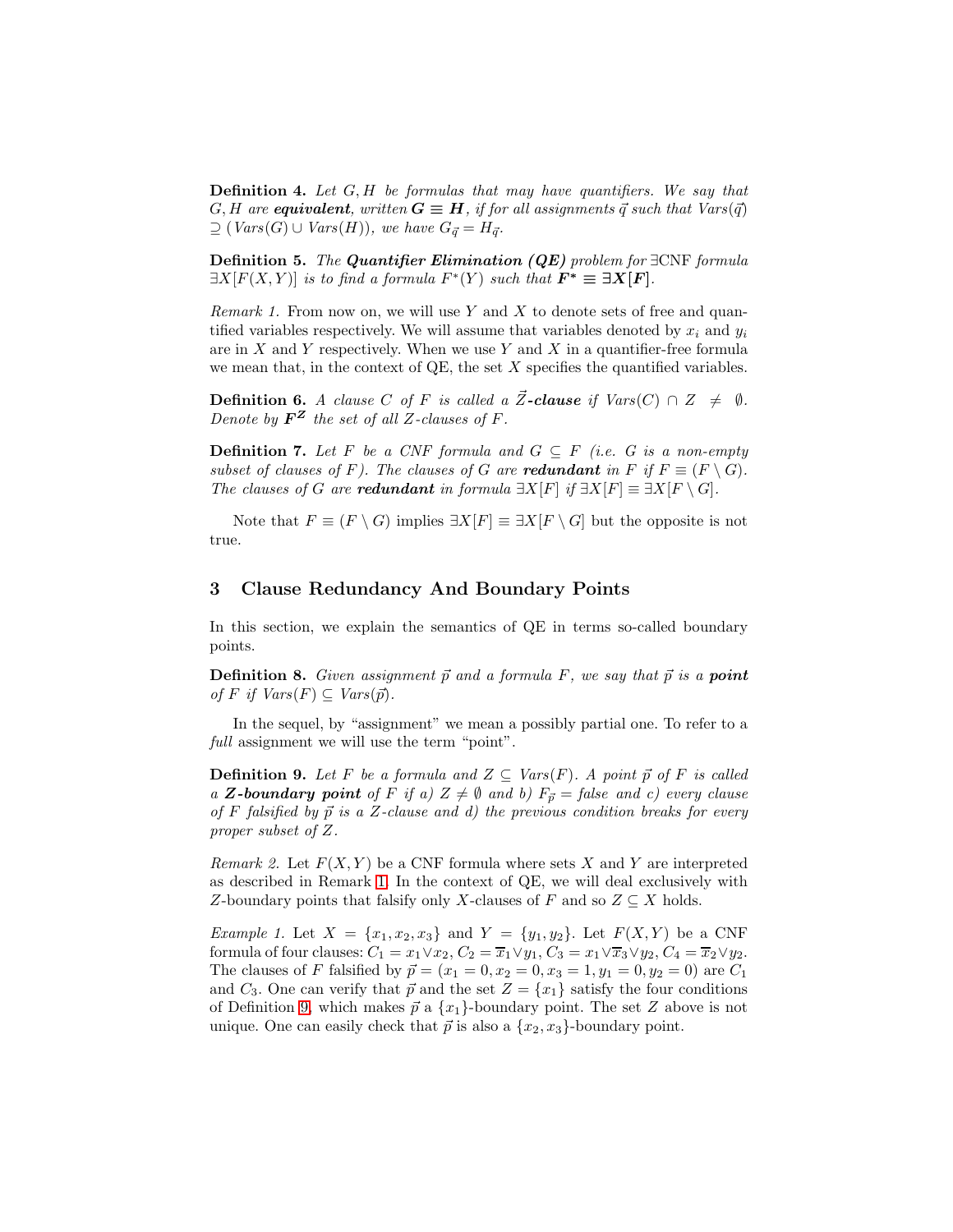**Definition 4.** *Let $G, H$ be formulas that may have quantifiers. We say that $G, H$ are **equivalent**, written $\boldsymbol{G \equiv H}$, if for all assignments $\vec{q}$ such that $Vars(\vec{q}) \supseteq (Vars(G) \cup Vars(H))$, we have $G_{\vec{q}} = H_{\vec{q}}$.*

**Definition 5.** *The **Quantifier Elimination (QE)** problem for $\exists$CNF formula $\exists X[F(X,Y)]$ is to find a formula $F^*(Y)$ such that $\boldsymbol{F^* \equiv \exists X[F]}$.*

*Remark 1.* From now on, we will use $Y$ and $X$ to denote sets of free and quantified variables respectively. We will assume that variables denoted by $x_i$ and $y_i$ are in $X$ and $Y$ respectively. When we use $Y$ and $X$ in a quantifier-free formula we mean that, in the context of QE, the set $X$ specifies the quantified variables.

**Definition 6.** *A clause $C$ of $F$ is called a $\vec{Z}$**-clause** if $Vars(C) \cap Z \neq \emptyset$. Denote by $\boldsymbol{F^Z}$ the set of all $Z$-clauses of $F$.*

**Definition 7.** *Let $F$ be a CNF formula and $G \subseteq F$ (i.e. $G$ is a non-empty subset of clauses of $F$). The clauses of $G$ are **redundant** in $F$ if $F \equiv (F \setminus G)$. The clauses of $G$ are **redundant** in formula $\exists X[F]$ if $\exists X[F] \equiv \exists X[F \setminus G]$.*

Note that $F \equiv (F \setminus G)$ implies $\exists X[F] \equiv \exists X[F \setminus G]$ but the opposite is not true.

## 3 Clause Redundancy And Boundary Points

In this section, we explain the semantics of QE in terms so-called boundary points.

**Definition 8.** *Given assignment $\vec{p}$ and a formula $F$, we say that $\vec{p}$ is a **point** of $F$ if $Vars(F) \subseteq Vars(\vec{p})$.*

In the sequel, by "assignment" we mean a possibly partial one. To refer to a *full* assignment we will use the term "point".

**Definition 9.** *Let $F$ be a formula and $Z \subseteq Vars(F)$. A point $\vec{p}$ of $F$ is called a **$Z$-boundary point** of $F$ if a) $Z \neq \emptyset$ and b) $F_{\vec{p}} = false$ and c) every clause of $F$ falsified by $\vec{p}$ is a $Z$-clause and d) the previous condition breaks for every proper subset of $Z$.*

*Remark 2.* Let $F(X,Y)$ be a CNF formula where sets $X$ and $Y$ are interpreted as described in Remark 1. In the context of QE, we will deal exclusively with $Z$-boundary points that falsify only $X$-clauses of $F$ and so $Z \subseteq X$ holds.

*Example 1.* Let $X = \{x_1, x_2, x_3\}$ and $Y = \{y_1, y_2\}$. Let $F(X,Y)$ be a CNF formula of four clauses: $C_1 = x_1 \vee x_2$, $C_2 = \overline{x}_1 \vee y_1$, $C_3 = x_1 \vee \overline{x}_3 \vee y_2$, $C_4 = \overline{x}_2 \vee y_2$. The clauses of $F$ falsified by $\vec{p} = (x_1 = 0, x_2 = 0, x_3 = 1, y_1 = 0, y_2 = 0)$ are $C_1$ and $C_3$. One can verify that $\vec{p}$ and the set $Z = \{x_1\}$ satisfy the four conditions of Definition 9, which makes $\vec{p}$ a $\{x_1\}$-boundary point. The set $Z$ above is not unique. One can easily check that $\vec{p}$ is also a $\{x_2, x_3\}$-boundary point.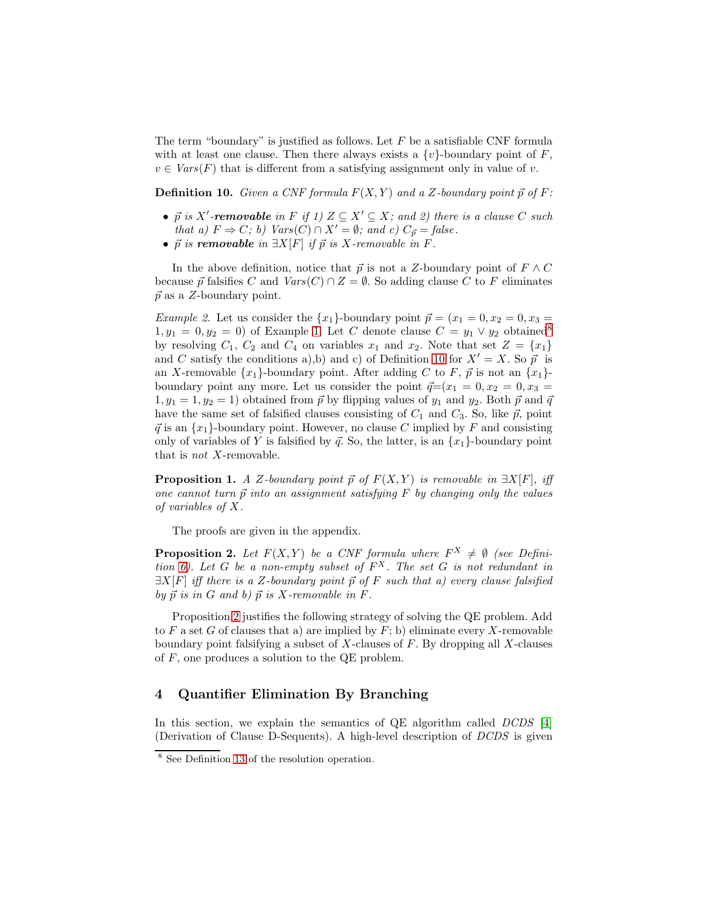The term "boundary" is justified as follows. Let $F$ be a satisfiable CNF formula with at least one clause. Then there always exists a $\{v\}$-boundary point of $F$, $v \in \mathit{Vars}(F)$ that is different from a satisfying assignment only in value of $v$.

**Definition 10.** *Given a CNF formula $F(X,Y)$ and a $Z$-boundary point $\vec{p}$ of $F$:*

- *$\vec{p}$ is $X'$-**removable** in $F$ if 1) $Z \subseteq X' \subseteq X$; and 2) there is a clause $C$ such that a) $F \Rightarrow C$; b) $\mathit{Vars}(C) \cap X' = \emptyset$; and c) $C_{\vec{p}} = \mathit{false}$.*
- *$\vec{p}$ is **removable** in $\exists X[F]$ if $\vec{p}$ is $X$-removable in $F$.*

In the above definition, notice that $\vec{p}$ is not a $Z$-boundary point of $F \wedge C$ because $\vec{p}$ falsifies $C$ and $\mathit{Vars}(C) \cap Z = \emptyset$. So adding clause $C$ to $F$ eliminates $\vec{p}$ as a $Z$-boundary point.

*Example 2.* Let us consider the $\{x_1\}$-boundary point $\vec{p} = (x_1 = 0, x_2 = 0, x_3 = 1, y_1 = 0, y_2 = 0)$ of Example 1. Let $C$ denote clause $C = y_1 \vee y_2$ obtained[8] by resolving $C_1$, $C_2$ and $C_4$ on variables $x_1$ and $x_2$. Note that set $Z = \{x_1\}$ and $C$ satisfy the conditions a),b) and c) of Definition 10 for $X' = X$. So $\vec{p}$ is an $X$-removable $\{x_1\}$-boundary point. After adding $C$ to $F$, $\vec{p}$ is not an $\{x_1\}$-boundary point any more. Let us consider the point $\vec{q}$=$(x_1 = 0, x_2 = 0, x_3 = 1, y_1 = 1, y_2 = 1)$ obtained from $\vec{p}$ by flipping values of $y_1$ and $y_2$. Both $\vec{p}$ and $\vec{q}$ have the same set of falsified clauses consisting of $C_1$ and $C_3$. So, like $\vec{p}$, point $\vec{q}$ is an $\{x_1\}$-boundary point. However, no clause $C$ implied by $F$ and consisting only of variables of $Y$ is falsified by $\vec{q}$. So, the latter, is an $\{x_1\}$-boundary point that is *not* $X$-removable.

**Proposition 1.** *A $Z$-boundary point $\vec{p}$ of $F(X,Y)$ is removable in $\exists X[F]$, iff one cannot turn $\vec{p}$ into an assignment satisfying $F$ by changing only the values of variables of $X$.*

The proofs are given in the appendix.

**Proposition 2.** *Let $F(X,Y)$ be a CNF formula where $F^X \neq \emptyset$ (see Definition 6). Let $G$ be a non-empty subset of $F^X$. The set $G$ is not redundant in $\exists X[F]$ iff there is a $Z$-boundary point $\vec{p}$ of $F$ such that a) every clause falsified by $\vec{p}$ is in $G$ and b) $\vec{p}$ is $X$-removable in $F$.*

Proposition 2 justifies the following strategy of solving the QE problem. Add to $F$ a set $G$ of clauses that a) are implied by $F$; b) eliminate every $X$-removable boundary point falsifying a subset of $X$-clauses of $F$. By dropping all $X$-clauses of $F$, one produces a solution to the QE problem.

## 4 Quantifier Elimination By Branching

In this section, we explain the semantics of QE algorithm called *DCDS* [4] (Derivation of Clause D-Sequents). A high-level description of *DCDS* is given

[8] See Definition 13 of the resolution operation.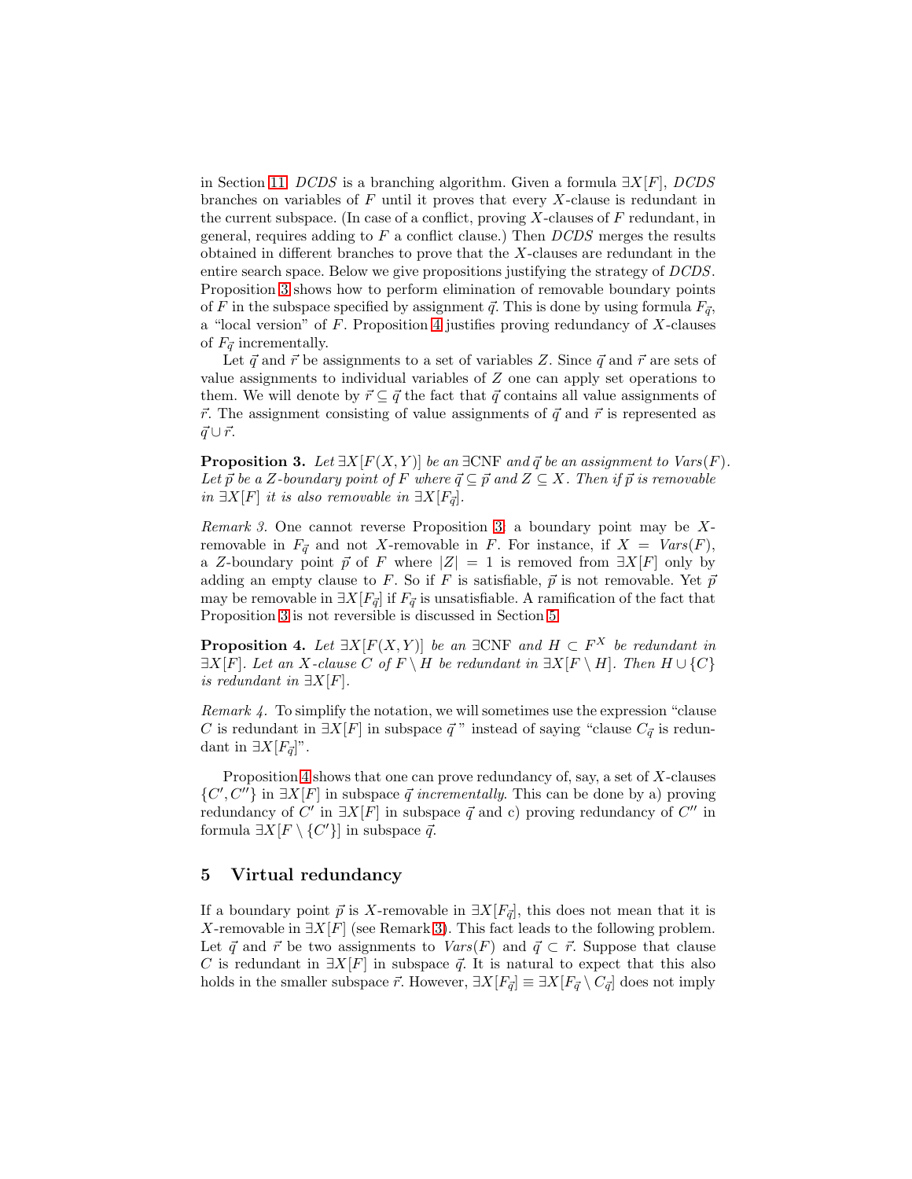in Section 11. *DCDS* is a branching algorithm. Given a formula $\exists X[F]$, *DCDS* branches on variables of $F$ until it proves that every $X$-clause is redundant in the current subspace. (In case of a conflict, proving $X$-clauses of $F$ redundant, in general, requires adding to $F$ a conflict clause.) Then *DCDS* merges the results obtained in different branches to prove that the $X$-clauses are redundant in the entire search space. Below we give propositions justifying the strategy of *DCDS*. Proposition 3 shows how to perform elimination of removable boundary points of $F$ in the subspace specified by assignment $\vec{q}$. This is done by using formula $F_{\vec{q}}$, a "local version" of $F$. Proposition 4 justifies proving redundancy of $X$-clauses of $F_{\vec{q}}$ incrementally.

Let $\vec{q}$ and $\vec{r}$ be assignments to a set of variables $Z$. Since $\vec{q}$ and $\vec{r}$ are sets of value assignments to individual variables of $Z$ one can apply set operations to them. We will denote by $\vec{r} \subseteq \vec{q}$ the fact that $\vec{q}$ contains all value assignments of $\vec{r}$. The assignment consisting of value assignments of $\vec{q}$ and $\vec{r}$ is represented as $\vec{q} \cup \vec{r}$.

**Proposition 3.** *Let $\exists X[F(X,Y)]$ be an $\exists$CNF and $\vec{q}$ be an assignment to $Vars(F)$. Let $\vec{p}$ be a $Z$-boundary point of $F$ where $\vec{q} \subseteq \vec{p}$ and $Z \subseteq X$. Then if $\vec{p}$ is removable in $\exists X[F]$ it is also removable in $\exists X[F_{\vec{q}}]$.*

*Remark 3.* One cannot reverse Proposition 3: a boundary point may be $X$-removable in $F_{\vec{q}}$ and not $X$-removable in $F$. For instance, if $X = Vars(F)$, a $Z$-boundary point $\vec{p}$ of $F$ where $|Z| = 1$ is removed from $\exists X[F]$ only by adding an empty clause to $F$. So if $F$ is satisfiable, $\vec{p}$ is not removable. Yet $\vec{p}$ may be removable in $\exists X[F_{\vec{q}}]$ if $F_{\vec{q}}$ is unsatisfiable. A ramification of the fact that Proposition 3 is not reversible is discussed in Section 5.

**Proposition 4.** *Let $\exists X[F(X,Y)]$ be an $\exists$CNF and $H \subset F^X$ be redundant in $\exists X[F]$. Let an $X$-clause $C$ of $F \setminus H$ be redundant in $\exists X[F \setminus H]$. Then $H \cup \{C\}$ is redundant in $\exists X[F]$.*

*Remark 4.* To simplify the notation, we will sometimes use the expression "clause $C$ is redundant in $\exists X[F]$ in subspace $\vec{q}$" instead of saying "clause $C_{\vec{q}}$ is redundant in $\exists X[F_{\vec{q}}]$".

Proposition 4 shows that one can prove redundancy of, say, a set of $X$-clauses $\{C', C''\}$ in $\exists X[F]$ in subspace $\vec{q}$ *incrementally*. This can be done by a) proving redundancy of $C'$ in $\exists X[F]$ in subspace $\vec{q}$ and c) proving redundancy of $C''$ in formula $\exists X[F \setminus \{C'\}]$ in subspace $\vec{q}$.

## 5 Virtual redundancy

If a boundary point $\vec{p}$ is $X$-removable in $\exists X[F_{\vec{q}}]$, this does not mean that it is $X$-removable in $\exists X[F]$ (see Remark 3). This fact leads to the following problem. Let $\vec{q}$ and $\vec{r}$ be two assignments to $Vars(F)$ and $\vec{q} \subset \vec{r}$. Suppose that clause $C$ is redundant in $\exists X[F]$ in subspace $\vec{q}$. It is natural to expect that this also holds in the smaller subspace $\vec{r}$. However, $\exists X[F_{\vec{q}}] \equiv \exists X[F_{\vec{q}} \setminus C_{\vec{q}}]$ does not imply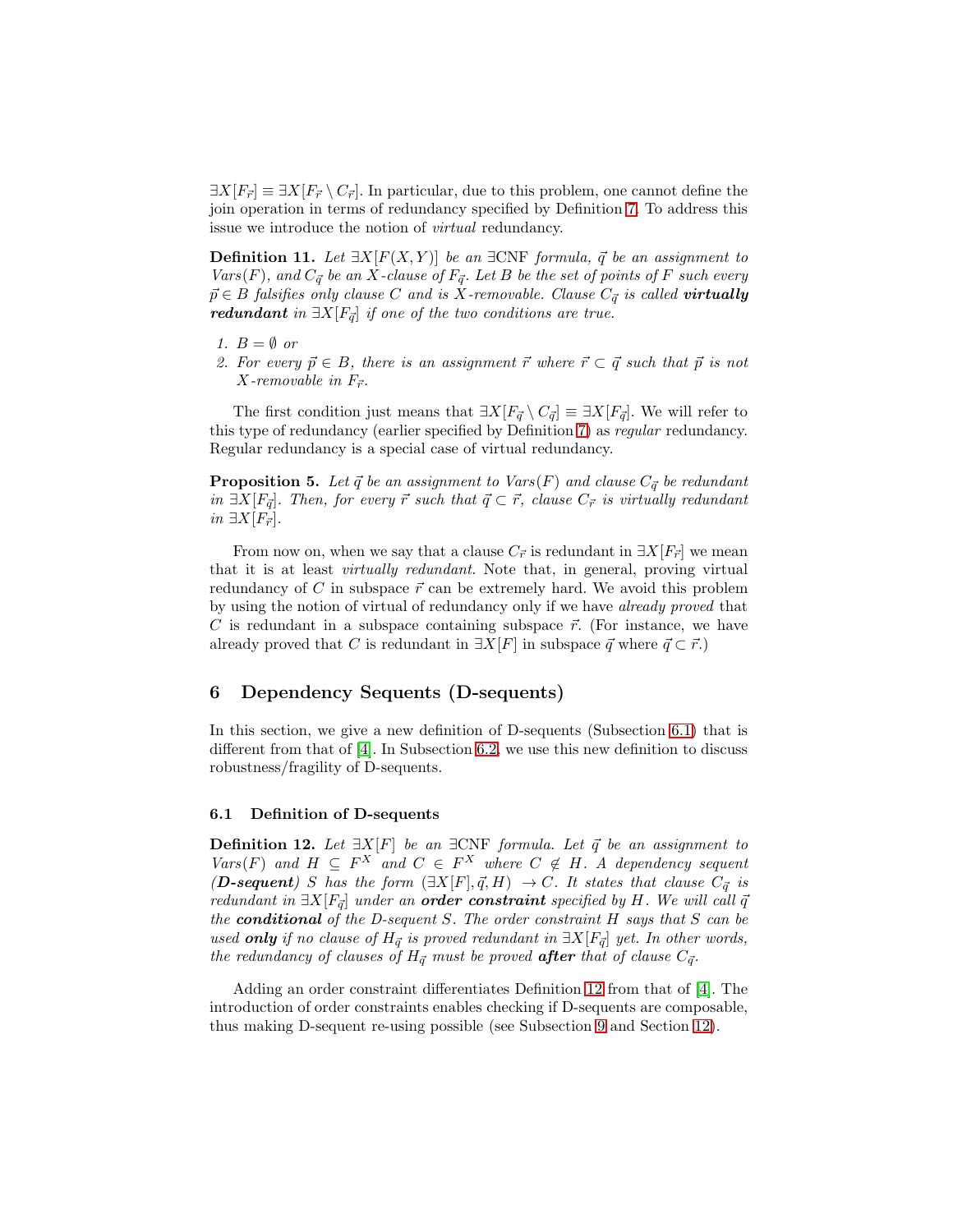$\exists X[F_{\vec{r}}] \equiv \exists X[F_{\vec{r}} \setminus C_{\vec{r}}]$. In particular, due to this problem, one cannot define the join operation in terms of redundancy specified by Definition 7. To address this issue we introduce the notion of *virtual* redundancy.

**Definition 11.** *Let $\exists X[F(X,Y)]$ be an $\exists$CNF formula, $\vec{q}$ be an assignment to Vars(F), and $C_{\vec{q}}$ be an X-clause of $F_{\vec{q}}$. Let B be the set of points of F such every $\vec{p} \in B$ falsifies only clause C and is X-removable. Clause $C_{\vec{q}}$ is called* ***virtually redundant*** *in $\exists X[F_{\vec{q}}]$ if one of the two conditions are true.*

1. *$B = \emptyset$ or*
2. *For every $\vec{p} \in B$, there is an assignment $\vec{r}$ where $\vec{r} \subset \vec{q}$ such that $\vec{p}$ is not X-removable in $F_{\vec{r}}$.*

The first condition just means that $\exists X[F_{\vec{q}} \setminus C_{\vec{q}}] \equiv \exists X[F_{\vec{q}}]$. We will refer to this type of redundancy (earlier specified by Definition 7) as *regular* redundancy. Regular redundancy is a special case of virtual redundancy.

**Proposition 5.** *Let $\vec{q}$ be an assignment to Vars(F) and clause $C_{\vec{q}}$ be redundant in $\exists X[F_{\vec{q}}]$. Then, for every $\vec{r}$ such that $\vec{q} \subset \vec{r}$, clause $C_{\vec{r}}$ is virtually redundant in $\exists X[F_{\vec{r}}]$.*

From now on, when we say that a clause $C_{\vec{r}}$ is redundant in $\exists X[F_{\vec{r}}]$ we mean that it is at least *virtually redundant*. Note that, in general, proving virtual redundancy of C in subspace $\vec{r}$ can be extremely hard. We avoid this problem by using the notion of virtual of redundancy only if we have *already proved* that C is redundant in a subspace containing subspace $\vec{r}$. (For instance, we have already proved that C is redundant in $\exists X[F]$ in subspace $\vec{q}$ where $\vec{q} \subset \vec{r}$.)

## 6 Dependency Sequents (D-sequents)

In this section, we give a new definition of D-sequents (Subsection 6.1) that is different from that of [4]. In Subsection 6.2, we use this new definition to discuss robustness/fragility of D-sequents.

### 6.1 Definition of D-sequents

**Definition 12.** *Let $\exists X[F]$ be an $\exists$CNF formula. Let $\vec{q}$ be an assignment to Vars(F) and $H \subseteq F^X$ and $C \in F^X$ where $C \notin H$. A dependency sequent (**D-sequent**) S has the form $(\exists X[F], \vec{q}, H) \rightarrow C$. It states that clause $C_{\vec{q}}$ is redundant in $\exists X[F_{\vec{q}}]$ under an **order constraint** specified by H. We will call $\vec{q}$ the **conditional** of the D-sequent S. The order constraint H says that S can be used **only** if no clause of $H_{\vec{q}}$ is proved redundant in $\exists X[F_{\vec{q}}]$ yet. In other words, the redundancy of clauses of $H_{\vec{q}}$ must be proved **after** that of clause $C_{\vec{q}}$.*

Adding an order constraint differentiates Definition 12 from that of [4]. The introduction of order constraints enables checking if D-sequents are composable, thus making D-sequent re-using possible (see Subsection 9 and Section 12).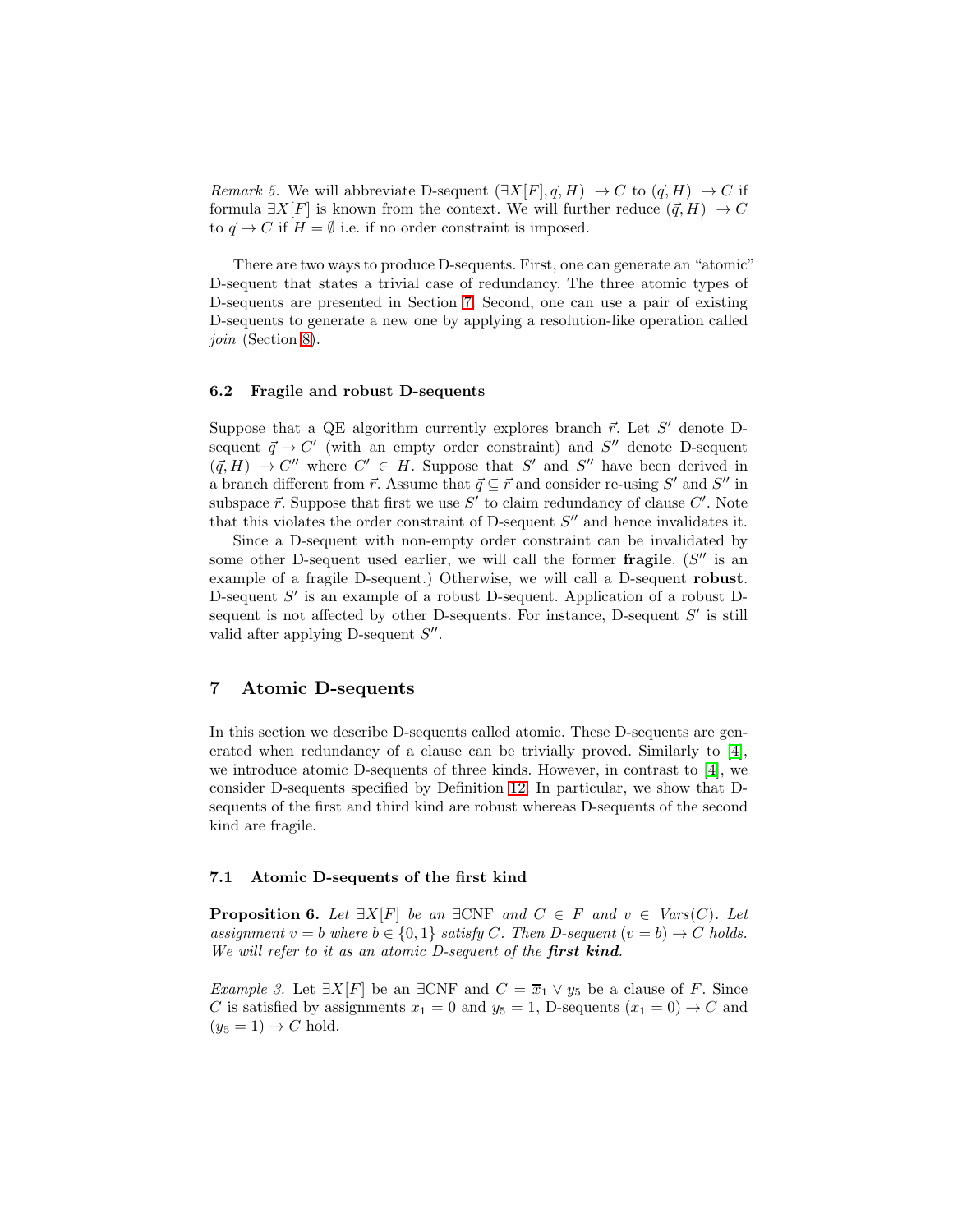*Remark 5.* We will abbreviate D-sequent $(\exists X[F], \vec{q}, H) \rightarrow C$ to $(\vec{q}, H) \rightarrow C$ if formula $\exists X[F]$ is known from the context. We will further reduce $(\vec{q}, H) \rightarrow C$ to $\vec{q} \rightarrow C$ if $H = \emptyset$ i.e. if no order constraint is imposed.

There are two ways to produce D-sequents. First, one can generate an "atomic" D-sequent that states a trivial case of redundancy. The three atomic types of D-sequents are presented in Section 7. Second, one can use a pair of existing D-sequents to generate a new one by applying a resolution-like operation called *join* (Section 8).

### 6.2 Fragile and robust D-sequents

Suppose that a QE algorithm currently explores branch $\vec{r}$. Let $S'$ denote D-sequent $\vec{q} \rightarrow C'$ (with an empty order constraint) and $S''$ denote D-sequent $(\vec{q}, H) \rightarrow C''$ where $C' \in H$. Suppose that $S'$ and $S''$ have been derived in a branch different from $\vec{r}$. Assume that $\vec{q} \subseteq \vec{r}$ and consider re-using $S'$ and $S''$ in subspace $\vec{r}$. Suppose that first we use $S'$ to claim redundancy of clause $C'$. Note that this violates the order constraint of D-sequent $S''$ and hence invalidates it.

Since a D-sequent with non-empty order constraint can be invalidated by some other D-sequent used earlier, we will call the former **fragile**. ($S''$ is an example of a fragile D-sequent.) Otherwise, we will call a D-sequent **robust**. D-sequent $S'$ is an example of a robust D-sequent. Application of a robust D-sequent is not affected by other D-sequents. For instance, D-sequent $S'$ is still valid after applying D-sequent $S''$.

## 7 Atomic D-sequents

In this section we describe D-sequents called atomic. These D-sequents are generated when redundancy of a clause can be trivially proved. Similarly to [4], we introduce atomic D-sequents of three kinds. However, in contrast to [4], we consider D-sequents specified by Definition 12. In particular, we show that D-sequents of the first and third kind are robust whereas D-sequents of the second kind are fragile.

### 7.1 Atomic D-sequents of the first kind

**Proposition 6.** *Let $\exists X[F]$ be an $\exists$CNF and $C \in F$ and $v \in \mathit{Vars}(C)$. Let assignment $v = b$ where $b \in \{0, 1\}$ satisfy $C$. Then D-sequent $(v = b) \rightarrow C$ holds. We will refer to it as an atomic D-sequent of the* ***first kind****.*

*Example 3.* Let $\exists X[F]$ be an $\exists$CNF and $C = \overline{x}_1 \vee y_5$ be a clause of $F$. Since $C$ is satisfied by assignments $x_1 = 0$ and $y_5 = 1$, D-sequents $(x_1 = 0) \rightarrow C$ and $(y_5 = 1) \rightarrow C$ hold.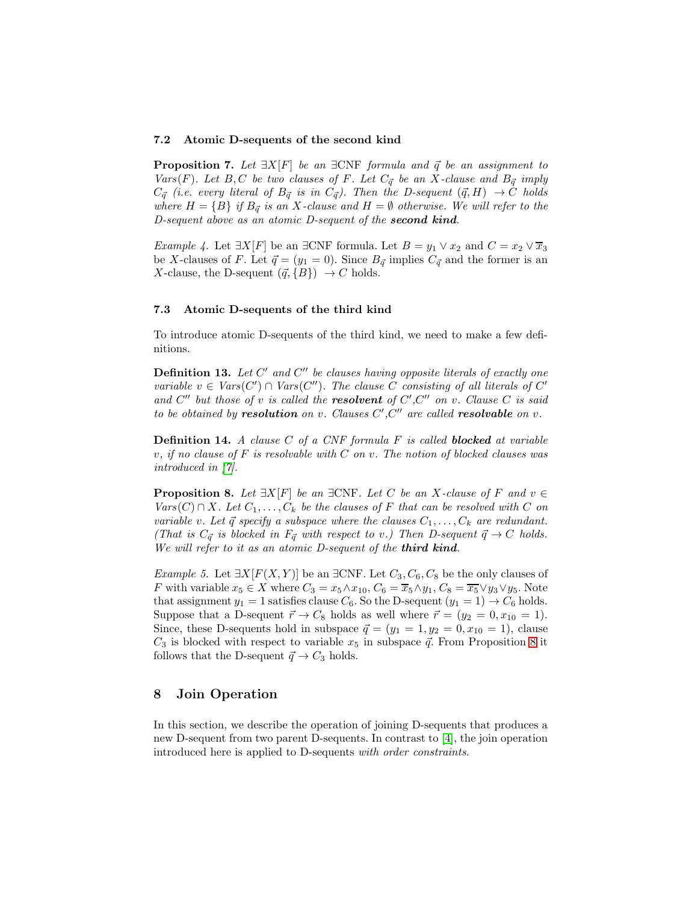### 7.2 Atomic D-sequents of the second kind

**Proposition 7.** *Let $\exists X[F]$ be an $\exists$CNF formula and $\vec{q}$ be an assignment to $\mathit{Vars}(F)$. Let $B,C$ be two clauses of $F$. Let $C_{\vec{q}}$ be an $X$-clause and $B_{\vec{q}}$ imply $C_{\vec{q}}$ (i.e. every literal of $B_{\vec{q}}$ is in $C_{\vec{q}}$). Then the D-sequent $(\vec{q},H) \rightarrow C$ holds where $H = \{B\}$ if $B_{\vec{q}}$ is an $X$-clause and $H = \emptyset$ otherwise. We will refer to the D-sequent above as an atomic D-sequent of the* ***second kind****.*

*Example 4.* Let $\exists X[F]$ be an $\exists$CNF formula. Let $B = y_1 \vee x_2$ and $C = x_2 \vee \overline{x}_3$ be $X$-clauses of $F$. Let $\vec{q} = (y_1 = 0)$. Since $B_{\vec{q}}$ implies $C_{\vec{q}}$ and the former is an $X$-clause, the D-sequent $(\vec{q},\{B\}) \rightarrow C$ holds.

### 7.3 Atomic D-sequents of the third kind

To introduce atomic D-sequents of the third kind, we need to make a few definitions.

**Definition 13.** *Let $C'$ and $C''$ be clauses having opposite literals of exactly one variable $v \in \mathit{Vars}(C') \cap \mathit{Vars}(C'')$. The clause $C$ consisting of all literals of $C'$ and $C''$ but those of $v$ is called the* ***resolvent*** *of $C'$,$C''$ on $v$. Clause $C$ is said to be obtained by* ***resolution*** *on $v$. Clauses $C'$,$C''$ are called* ***resolvable*** *on $v$.*

**Definition 14.** *A clause $C$ of a CNF formula $F$ is called* ***blocked*** *at variable $v$, if no clause of $F$ is resolvable with $C$ on $v$. The notion of blocked clauses was introduced in [7].*

**Proposition 8.** *Let $\exists X[F]$ be an $\exists$CNF. Let $C$ be an $X$-clause of $F$ and $v \in \mathit{Vars}(C) \cap X$. Let $C_1,\dots,C_k$ be the clauses of $F$ that can be resolved with $C$ on variable $v$. Let $\vec{q}$ specify a subspace where the clauses $C_1,\dots,C_k$ are redundant. (That is $C_{\vec{q}}$ is blocked in $F_{\vec{q}}$ with respect to $v$.) Then D-sequent $\vec{q} \rightarrow C$ holds. We will refer to it as an atomic D-sequent of the* ***third kind****.*

*Example 5.* Let $\exists X[F(X,Y)]$ be an $\exists$CNF. Let $C_3,C_6,C_8$ be the only clauses of $F$ with variable $x_5 \in X$ where $C_3 = x_5 \wedge x_{10}$, $C_6 = \overline{x}_5 \wedge y_1$, $C_8 = \overline{x_5} \vee y_3 \vee y_5$. Note that assignment $y_1 = 1$ satisfies clause $C_6$. So the D-sequent $(y_1 = 1) \rightarrow C_6$ holds. Suppose that a D-sequent $\vec{r} \rightarrow C_8$ holds as well where $\vec{r} = (y_2 = 0, x_{10} = 1)$. Since, these D-sequents hold in subspace $\vec{q} = (y_1 = 1, y_2 = 0, x_{10} = 1)$, clause $C_3$ is blocked with respect to variable $x_5$ in subspace $\vec{q}$. From Proposition 8 it follows that the D-sequent $\vec{q} \rightarrow C_3$ holds.

## 8 Join Operation

In this section, we describe the operation of joining D-sequents that produces a new D-sequent from two parent D-sequents. In contrast to [4], the join operation introduced here is applied to D-sequents *with order constraints*.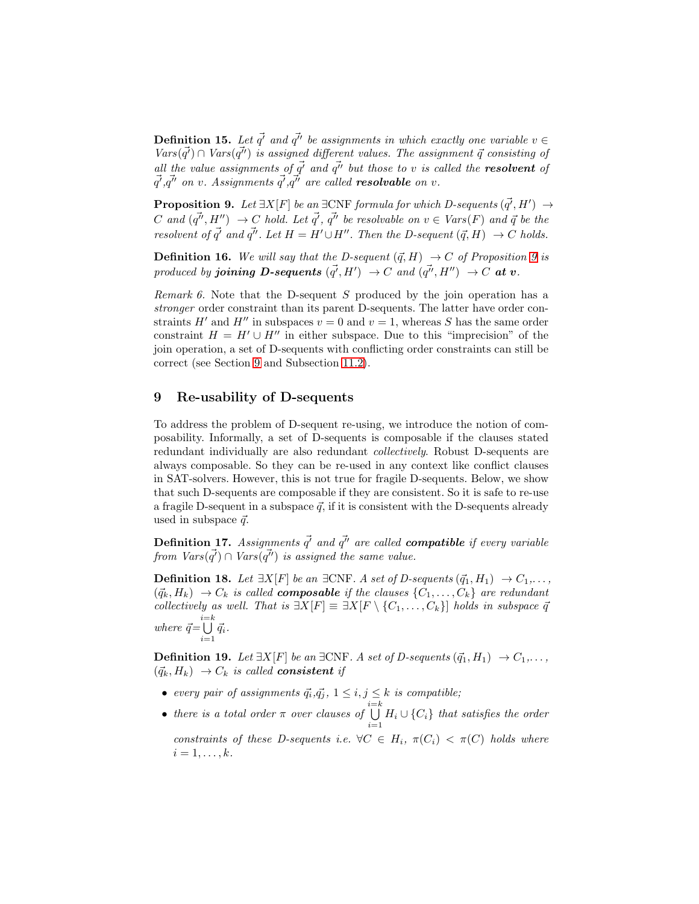**Definition 15.** *Let $\vec{q'}$ and $\vec{q''}$ be assignments in which exactly one variable $v \in$ Vars$(\vec{q'}) \cap$ Vars$(\vec{q''})$ is assigned different values. The assignment $\vec{q}$ consisting of all the value assignments of $\vec{q'}$ and $\vec{q''}$ but those to $v$ is called the* ***resolvent*** *of $\vec{q'}$,$\vec{q''}$ on $v$. Assignments $\vec{q'}$,$\vec{q''}$ are called* ***resolvable*** *on $v$.*

**Proposition 9.** *Let $\exists X[F]$ be an $\exists$CNF formula for which D-sequents $(\vec{q'}, H') \rightarrow C$ and $(\vec{q''}, H'') \rightarrow C$ hold. Let $\vec{q'}$, $\vec{q''}$ be resolvable on $v \in$ Vars$(F)$ and $\vec{q}$ be the resolvent of $\vec{q'}$ and $\vec{q''}$. Let $H = H' \cup H''$. Then the D-sequent $(\vec{q}, H) \rightarrow C$ holds.*

**Definition 16.** *We will say that the D-sequent $(\vec{q}, H) \rightarrow C$ of Proposition 9 is produced by* ***joining D-sequents*** *$(\vec{q'}, H') \rightarrow C$ and $(\vec{q''}, H'') \rightarrow C$* ***at v****.*

*Remark 6.* Note that the D-sequent $S$ produced by the join operation has a *stronger* order constraint than its parent D-sequents. The latter have order constraints $H'$ and $H''$ in subspaces $v = 0$ and $v = 1$, whereas $S$ has the same order constraint $H = H' \cup H''$ in either subspace. Due to this "imprecision" of the join operation, a set of D-sequents with conflicting order constraints can still be correct (see Section 9 and Subsection 11.2).

## 9 Re-usability of D-sequents

To address the problem of D-sequent re-using, we introduce the notion of composability. Informally, a set of D-sequents is composable if the clauses stated redundant individually are also redundant *collectively*. Robust D-sequents are always composable. So they can be re-used in any context like conflict clauses in SAT-solvers. However, this is not true for fragile D-sequents. Below, we show that such D-sequents are composable if they are consistent. So it is safe to re-use a fragile D-sequent in a subspace $\vec{q}$, if it is consistent with the D-sequents already used in subspace $\vec{q}$.

**Definition 17.** *Assignments $\vec{q'}$ and $\vec{q''}$ are called* ***compatible*** *if every variable from Vars$(\vec{q'}) \cap$ Vars$(\vec{q''})$ is assigned the same value.*

**Definition 18.** *Let $\exists X[F]$ be an $\exists$CNF. A set of D-sequents $(\vec{q}_1, H_1) \rightarrow C_1, \dots, (\vec{q}_k, H_k) \rightarrow C_k$ is called* ***composable*** *if the clauses $\{C_1, \dots, C_k\}$ are redundant collectively as well. That is $\exists X[F] \equiv \exists X[F \setminus \{C_1, \dots, C_k\}]$ holds in subspace $\vec{q}$ where $\vec{q} = \bigcup\limits_{i=1}^{i=k} \vec{q}_i$.*

**Definition 19.** *Let $\exists X[F]$ be an $\exists$CNF. A set of D-sequents $(\vec{q}_1, H_1) \rightarrow C_1, \dots, (\vec{q}_k, H_k) \rightarrow C_k$ is called* ***consistent*** *if*

- *every pair of assignments $\vec{q}_i$,$\vec{q}_j$, $1 \leq i, j \leq k$ is compatible;*
- *there is a total order $\pi$ over clauses of $\bigcup\limits_{i=1}^{i=k} H_i \cup \{C_i\}$ that satisfies the order constraints of these D-sequents i.e. $\forall C \in H_i$, $\pi(C_i) < \pi(C)$ holds where $i = 1, \dots, k$.*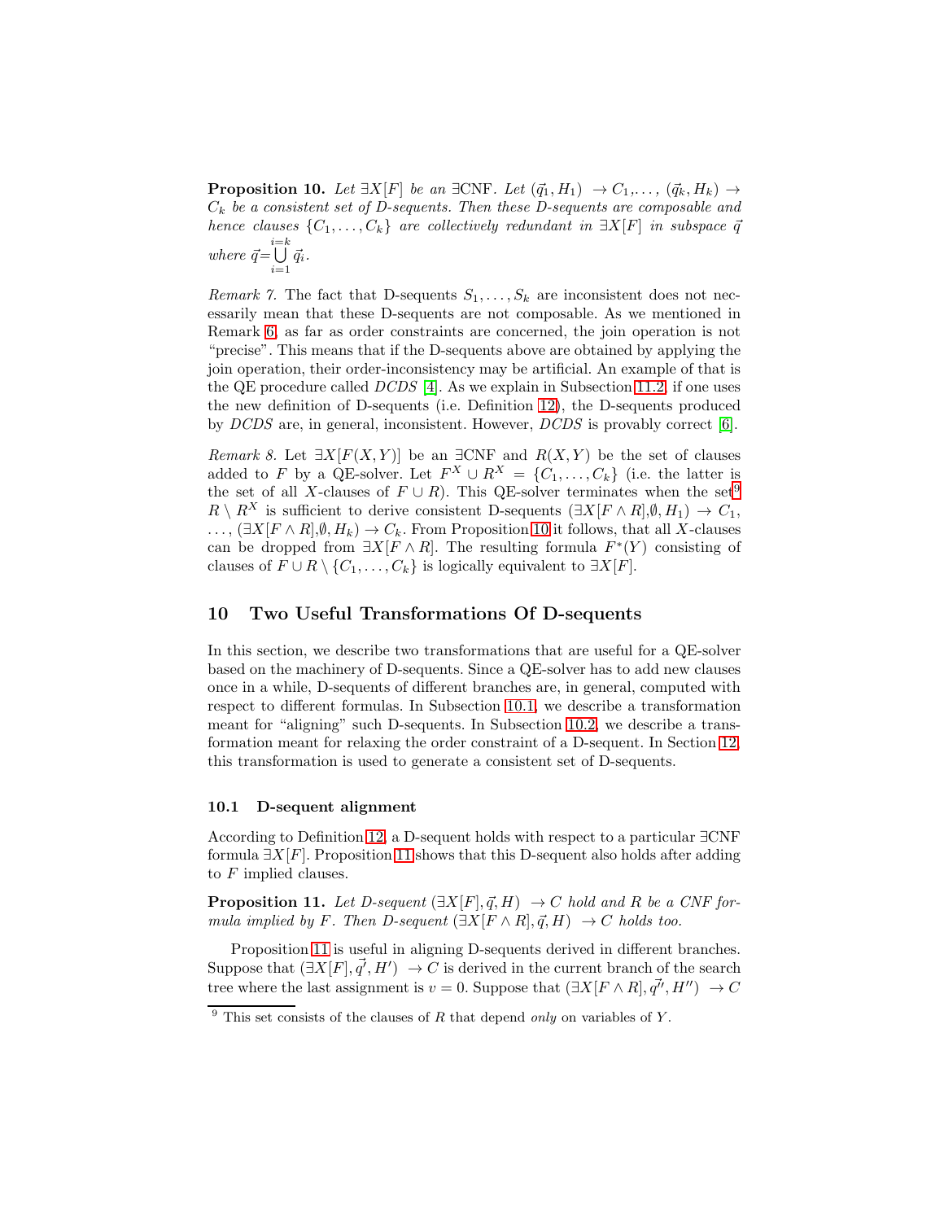**Proposition 10.** *Let $\exists X[F]$ be an $\exists$CNF. Let $(\vec{q}_1, H_1) \rightarrow C_1, \dots, (\vec{q}_k, H_k) \rightarrow C_k$ be a consistent set of D-sequents. Then these D-sequents are composable and hence clauses $\{C_1, \dots, C_k\}$ are collectively redundant in $\exists X[F]$ in subspace $\vec{q}$ where $\vec{q} = \bigcup_{i=1}^{i=k} \vec{q}_i$.*

*Remark 7.* The fact that D-sequents $S_1, \dots, S_k$ are inconsistent does not necessarily mean that these D-sequents are not composable. As we mentioned in Remark 6, as far as order constraints are concerned, the join operation is not "precise". This means that if the D-sequents above are obtained by applying the join operation, their order-inconsistency may be artificial. An example of that is the QE procedure called *DCDS* [4]. As we explain in Subsection 11.2, if one uses the new definition of D-sequents (i.e. Definition 12), the D-sequents produced by *DCDS* are, in general, inconsistent. However, *DCDS* is provably correct [6].

*Remark 8.* Let $\exists X[F(X,Y)]$ be an $\exists$CNF and $R(X,Y)$ be the set of clauses added to $F$ by a QE-solver. Let $F^X \cup R^X = \{C_1, \dots, C_k\}$ (i.e. the latter is the set of all $X$-clauses of $F \cup R$). This QE-solver terminates when the set[9] $R \setminus R^X$ is sufficient to derive consistent D-sequents $(\exists X[F \wedge R], \emptyset, H_1) \rightarrow C_1, \dots, (\exists X[F \wedge R], \emptyset, H_k) \rightarrow C_k$. From Proposition 10 it follows, that all $X$-clauses can be dropped from $\exists X[F \wedge R]$. The resulting formula $F^*(Y)$ consisting of clauses of $F \cup R \setminus \{C_1, \dots, C_k\}$ is logically equivalent to $\exists X[F]$.

## 10 Two Useful Transformations Of D-sequents

In this section, we describe two transformations that are useful for a QE-solver based on the machinery of D-sequents. Since a QE-solver has to add new clauses once in a while, D-sequents of different branches are, in general, computed with respect to different formulas. In Subsection 10.1, we describe a transformation meant for "aligning" such D-sequents. In Subsection 10.2, we describe a transformation meant for relaxing the order constraint of a D-sequent. In Section 12, this transformation is used to generate a consistent set of D-sequents.

### 10.1 D-sequent alignment

According to Definition 12, a D-sequent holds with respect to a particular $\exists$CNF formula $\exists X[F]$. Proposition 11 shows that this D-sequent also holds after adding to $F$ implied clauses.

**Proposition 11.** *Let D-sequent $(\exists X[F], \vec{q}, H) \rightarrow C$ hold and $R$ be a CNF formula implied by $F$. Then D-sequent $(\exists X[F \wedge R], \vec{q}, H) \rightarrow C$ holds too.*

Proposition 11 is useful in aligning D-sequents derived in different branches. Suppose that $(\exists X[F], \vec{q'}, H') \rightarrow C$ is derived in the current branch of the search tree where the last assignment is $v = 0$. Suppose that $(\exists X[F \wedge R], \vec{q''}, H'') \rightarrow C$

[9] This set consists of the clauses of $R$ that depend *only* on variables of $Y$.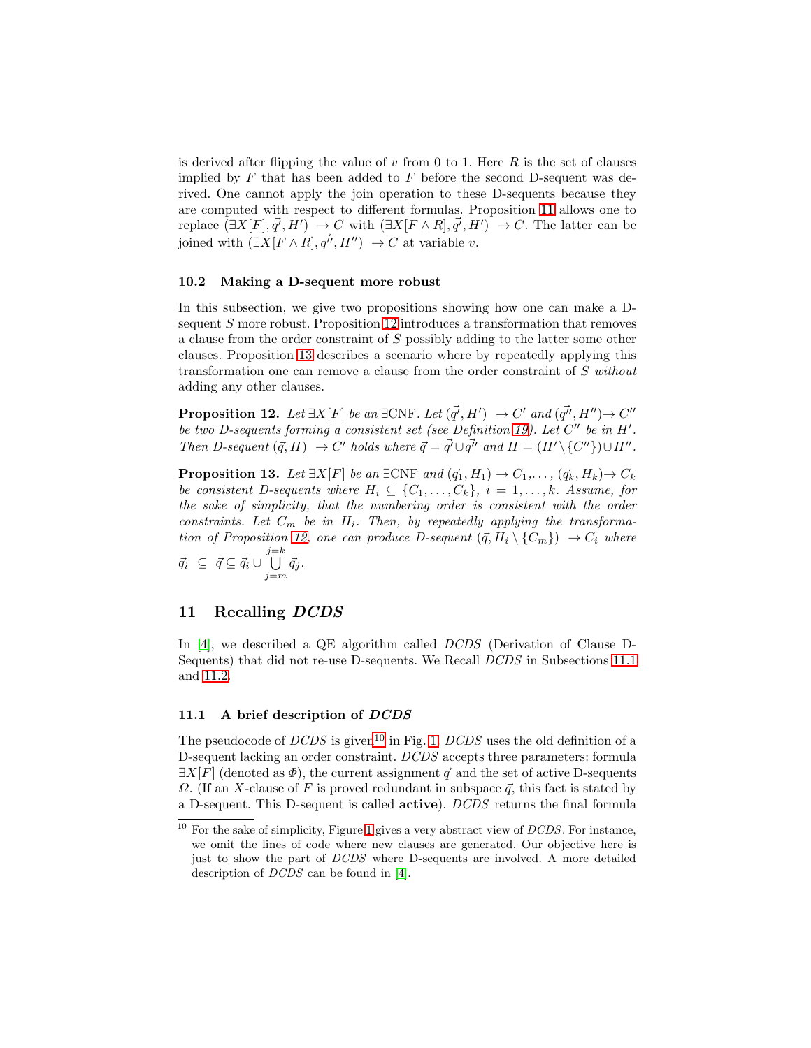is derived after flipping the value of $v$ from 0 to 1. Here $R$ is the set of clauses implied by $F$ that has been added to $F$ before the second D-sequent was derived. One cannot apply the join operation to these D-sequents because they are computed with respect to different formulas. Proposition 11 allows one to replace $(\exists X[F], \vec{q'}, H') \rightarrow C$ with $(\exists X[F \wedge R], \vec{q'}, H') \rightarrow C$. The latter can be joined with $(\exists X[F \wedge R], \vec{q''}, H'') \rightarrow C$ at variable $v$.

### 10.2 Making a D-sequent more robust

In this subsection, we give two propositions showing how one can make a D-sequent $S$ more robust. Proposition 12 introduces a transformation that removes a clause from the order constraint of $S$ possibly adding to the latter some other clauses. Proposition 13 describes a scenario where by repeatedly applying this transformation one can remove a clause from the order constraint of $S$ *without* adding any other clauses.

**Proposition 12.** *Let $\exists X[F]$ be an $\exists$CNF. Let $(\vec{q'}, H') \rightarrow C'$ and $(\vec{q''}, H'') \rightarrow C''$ be two D-sequents forming a consistent set (see Definition 19). Let $C''$ be in $H'$. Then D-sequent $(\vec{q}, H) \rightarrow C'$ holds where $\vec{q} = \vec{q'} \cup \vec{q''}$ and $H = (H' \setminus \{C''\}) \cup H''$.*

**Proposition 13.** *Let $\exists X[F]$ be an $\exists$CNF and $(\vec{q}_1, H_1) \rightarrow C_1, \dots, (\vec{q}_k, H_k) \rightarrow C_k$ be consistent D-sequents where $H_i \subseteq \{C_1, \dots, C_k\}$, $i = 1, \dots, k$. Assume, for the sake of simplicity, that the numbering order is consistent with the order constraints. Let $C_m$ be in $H_i$. Then, by repeatedly applying the transformation of Proposition 12, one can produce D-sequent $(\vec{q}, H_i \setminus \{C_m\}) \rightarrow C_i$ where $\vec{q}_i \subseteq \vec{q} \subseteq \vec{q}_i \cup \bigcup\limits_{j=m}^{j=k} \vec{q}_j$.*

## 11 Recalling *DCDS*

In [4], we described a QE algorithm called *DCDS* (Derivation of Clause D-Sequents) that did not re-use D-sequents. We Recall *DCDS* in Subsections 11.1 and 11.2.

### 11.1 A brief description of *DCDS*

The pseudocode of *DCDS* is given[10] in Fig. 1. *DCDS* uses the old definition of a D-sequent lacking an order constraint. *DCDS* accepts three parameters: formula $\exists X[F]$ (denoted as $\Phi$), the current assignment $\vec{q}$ and the set of active D-sequents $\Omega$. (If an $X$-clause of $F$ is proved redundant in subspace $\vec{q}$, this fact is stated by a D-sequent. This D-sequent is called **active**). *DCDS* returns the final formula

[10] For the sake of simplicity, Figure 1 gives a very abstract view of *DCDS*. For instance, we omit the lines of code where new clauses are generated. Our objective here is just to show the part of *DCDS* where D-sequents are involved. A more detailed description of *DCDS* can be found in [4].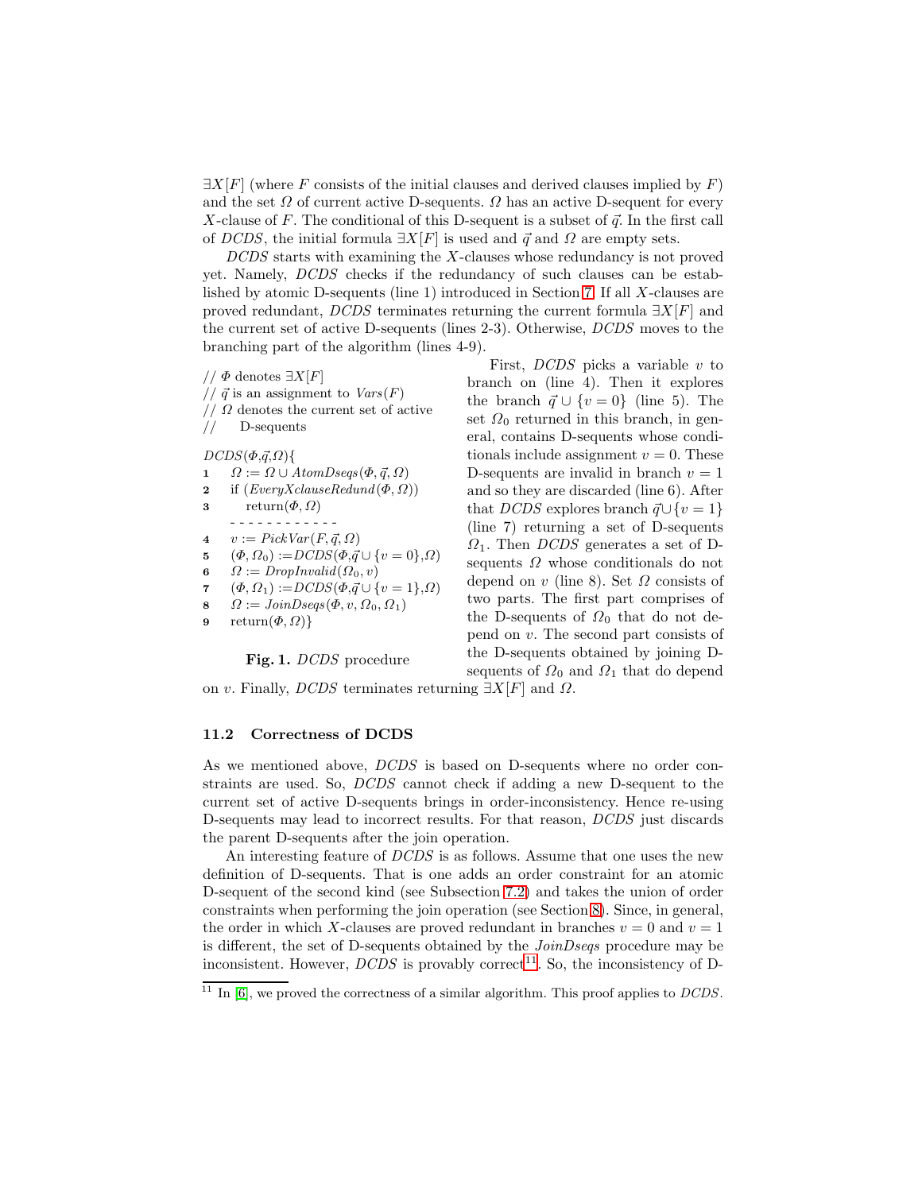$\exists X[F]$ (where $F$ consists of the initial clauses and derived clauses implied by $F$) and the set $\Omega$ of current active D-sequents. $\Omega$ has an active D-sequent for every $X$-clause of $F$. The conditional of this D-sequent is a subset of $\vec{q}$. In the first call of *DCDS*, the initial formula $\exists X[F]$ is used and $\vec{q}$ and $\Omega$ are empty sets.

*DCDS* starts with examining the $X$-clauses whose redundancy is not proved yet. Namely, *DCDS* checks if the redundancy of such clauses can be established by atomic D-sequents (line 1) introduced in Section 7. If all $X$-clauses are proved redundant, *DCDS* terminates returning the current formula $\exists X[F]$ and the current set of active D-sequents (lines 2-3). Otherwise, *DCDS* moves to the branching part of the algorithm (lines 4-9).

```
// Φ denotes ∃X[F]
// q⃗ is an assignment to Vars(F)
// Ω denotes the current set of active
//     D-sequents

DCDS(Φ,q⃗,Ω){
1   Ω := Ω ∪ AtomDseqs(Φ, q⃗, Ω)
2   if (EveryXclauseRedund(Φ, Ω))
3      return(Φ, Ω)
    - - - - - - - - - - - -
4   v := PickVar(F, q⃗, Ω)
5   (Φ, Ω0) :=DCDS(Φ,q⃗ ∪ {v = 0},Ω)
6   Ω := DropInvalid(Ω0, v)
7   (Φ, Ω1) :=DCDS(Φ,q⃗ ∪ {v = 1},Ω)
8   Ω := JoinDseqs(Φ, v, Ω0, Ω1)
9   return(Φ, Ω)}
```

**Fig. 1.** *DCDS* procedure

First, *DCDS* picks a variable $v$ to branch on (line 4). Then it explores the branch $\vec{q} \cup \{v = 0\}$ (line 5). The set $\Omega_0$ returned in this branch, in general, contains D-sequents whose conditionals include assignment $v = 0$. These D-sequents are invalid in branch $v = 1$ and so they are discarded (line 6). After that *DCDS* explores branch $\vec{q} \cup \{v = 1\}$ (line 7) returning a set of D-sequents $\Omega_1$. Then *DCDS* generates a set of D-sequents $\Omega$ whose conditionals do not depend on $v$ (line 8). Set $\Omega$ consists of two parts. The first part comprises of the D-sequents of $\Omega_0$ that do not depend on $v$. The second part consists of the D-sequents obtained by joining D-sequents of $\Omega_0$ and $\Omega_1$ that do depend on $v$. Finally, *DCDS* terminates returning $\exists X[F]$ and $\Omega$.

### 11.2 Correctness of DCDS

As we mentioned above, *DCDS* is based on D-sequents where no order constraints are used. So, *DCDS* cannot check if adding a new D-sequent to the current set of active D-sequents brings in order-inconsistency. Hence re-using D-sequents may lead to incorrect results. For that reason, *DCDS* just discards the parent D-sequents after the join operation.

An interesting feature of *DCDS* is as follows. Assume that one uses the new definition of D-sequents. That is one adds an order constraint for an atomic D-sequent of the second kind (see Subsection 7.2) and takes the union of order constraints when performing the join operation (see Section 8). Since, in general, the order in which $X$-clauses are proved redundant in branches $v = 0$ and $v = 1$ is different, the set of D-sequents obtained by the *JoinDseqs* procedure may be inconsistent. However, *DCDS* is provably correct[11]. So, the inconsistency of D-

[11] In [6], we proved the correctness of a similar algorithm. This proof applies to *DCDS*.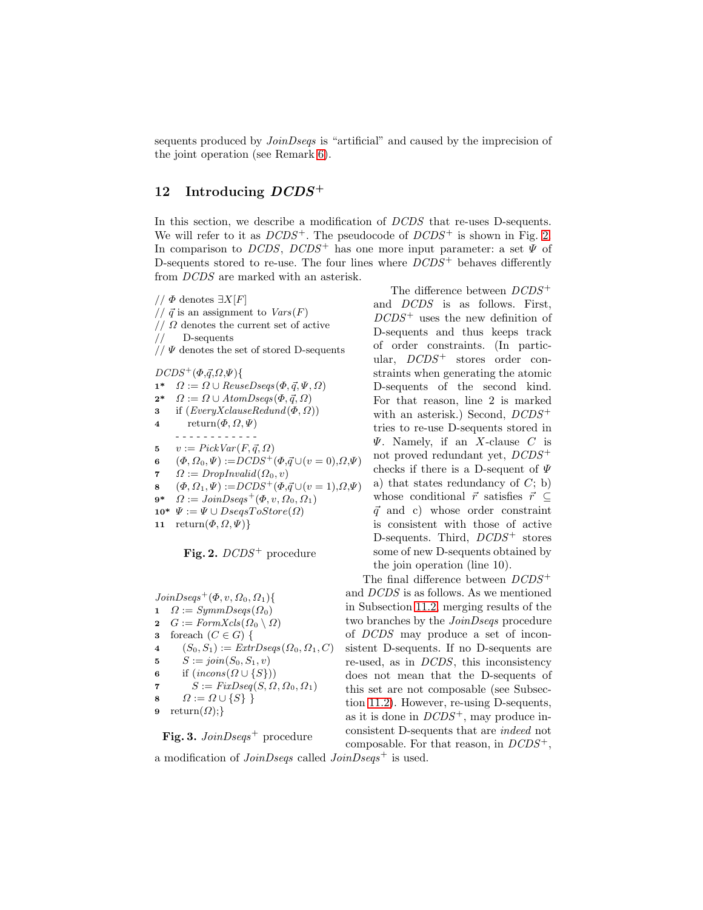sequents produced by *JoinDseqs* is "artificial" and caused by the imprecision of the joint operation (see Remark 6).

## 12 Introducing $DCDS^+$

In this section, we describe a modification of *DCDS* that re-uses D-sequents. We will refer to it as $DCDS^+$. The pseudocode of $DCDS^+$ is shown in Fig. 2. In comparison to *DCDS*, $DCDS^+$ has one more input parameter: a set $\Psi$ of D-sequents stored to re-use. The four lines where $DCDS^+$ behaves differently from *DCDS* are marked with an asterisk.

```
// Φ denotes ∃X[F]
// q⃗ is an assignment to Vars(F)
// Ω denotes the current set of active
//     D-sequents
// Ψ denotes the set of stored D-sequents

DCDS+(Φ,q⃗,Ω,Ψ){
1*  Ω := Ω ∪ ReuseDseqs(Φ, q⃗, Ψ, Ω)
2*  Ω := Ω ∪ AtomDseqs(Φ, q⃗, Ω)
3   if (EveryXclauseRedund(Φ, Ω))
4       return(Φ, Ω, Ψ)
    - - - - - - - - - - - -
5   v := PickVar(F, q⃗, Ω)
6   (Φ, Ω0, Ψ) :=DCDS+(Φ,q⃗∪(v = 0),Ω,Ψ)
7   Ω := DropInvalid(Ω0, v)
8   (Φ, Ω1, Ψ) :=DCDS+(Φ,q⃗∪(v = 1),Ω,Ψ)
9*  Ω := JoinDseqs+(Φ, v, Ω0, Ω1)
10* Ψ := Ψ ∪ DseqsToStore(Ω)
11  return(Φ, Ω, Ψ)}
```

**Fig. 2.** $DCDS^+$ procedure

```
JoinDseqs+(Φ, v, Ω0, Ω1){
1  Ω := SymmDseqs(Ω0)
2  G := FormXcls(Ω0 \ Ω)
3  foreach (C ∈ G) {
4     (S0, S1) := ExtrDseqs(Ω0, Ω1, C)
5     S := join(S0, S1, v)
6     if (incons(Ω ∪ {S}))
7        S := FixDseq(S, Ω, Ω0, Ω1)
8     Ω := Ω ∪ {S} }
9  return(Ω);}
```

**Fig. 3.** $JoinDseqs^+$ procedure

The difference between $DCDS^+$ and *DCDS* is as follows. First, $DCDS^+$ uses the new definition of D-sequents and thus keeps track of order constraints. (In particular, $DCDS^+$ stores order constraints when generating the atomic D-sequents of the second kind. For that reason, line 2 is marked with an asterisk.) Second, $DCDS^+$ tries to re-use D-sequents stored in $\Psi$. Namely, if an $X$-clause $C$ is not proved redundant yet, $DCDS^+$ checks if there is a D-sequent of $\Psi$ a) that states redundancy of $C$; b) whose conditional $\vec{r}$ satisfies $\vec{r} \subseteq \vec{q}$ and c) whose order constraint is consistent with those of active D-sequents. Third, $DCDS^+$ stores some of new D-sequents obtained by the join operation (line 10).

The final difference between $DCDS^+$ and *DCDS* is as follows. As we mentioned in Subsection 11.2, merging results of the two branches by the *JoinDseqs* procedure of *DCDS* may produce a set of inconsistent D-sequents. If no D-sequents are re-used, as in *DCDS*, this inconsistency does not mean that the D-sequents of this set are not composable (see Subsection 11.2). However, re-using D-sequents, as it is done in $DCDS^+$, may produce inconsistent D-sequents that are *indeed* not composable. For that reason, in $DCDS^+$, a modification of *JoinDseqs* called $JoinDseqs^+$ is used.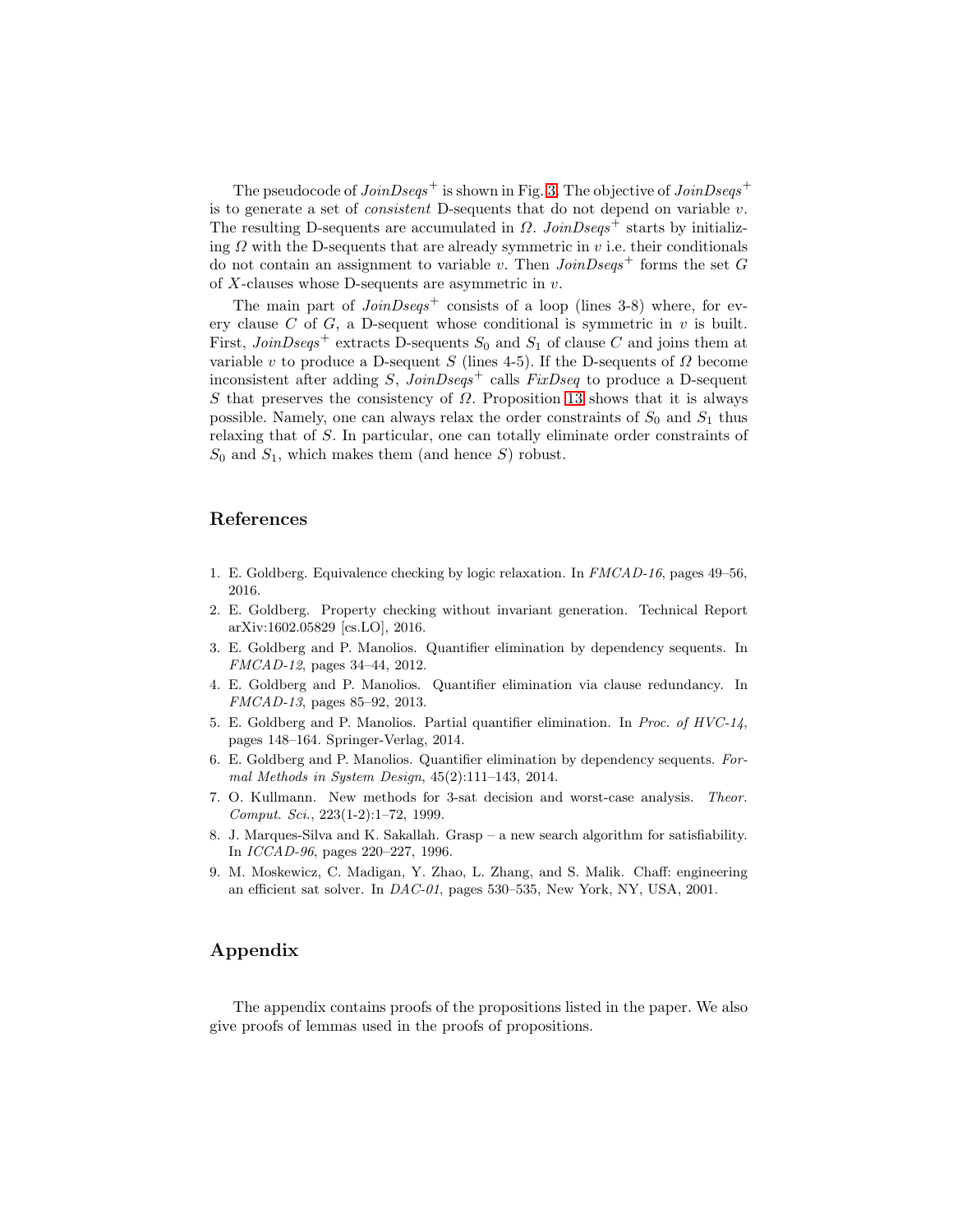The pseudocode of *JoinDseqs*$^+$ is shown in Fig. 3. The objective of *JoinDseqs*$^+$ is to generate a set of *consistent* D-sequents that do not depend on variable $v$. The resulting D-sequents are accumulated in $\Omega$. *JoinDseqs*$^+$ starts by initializing $\Omega$ with the D-sequents that are already symmetric in $v$ i.e. their conditionals do not contain an assignment to variable $v$. Then *JoinDseqs*$^+$ forms the set $G$ of $X$-clauses whose D-sequents are asymmetric in $v$.

The main part of *JoinDseqs*$^+$ consists of a loop (lines 3-8) where, for every clause $C$ of $G$, a D-sequent whose conditional is symmetric in $v$ is built. First, *JoinDseqs*$^+$ extracts D-sequents $S_0$ and $S_1$ of clause $C$ and joins them at variable $v$ to produce a D-sequent $S$ (lines 4-5). If the D-sequents of $\Omega$ become inconsistent after adding $S$, *JoinDseqs*$^+$ calls *FixDseq* to produce a D-sequent $S$ that preserves the consistency of $\Omega$. Proposition 13 shows that it is always possible. Namely, one can always relax the order constraints of $S_0$ and $S_1$ thus relaxing that of $S$. In particular, one can totally eliminate order constraints of $S_0$ and $S_1$, which makes them (and hence $S$) robust.

## References

1. E. Goldberg. Equivalence checking by logic relaxation. In *FMCAD-16*, pages 49–56, 2016.
2. E. Goldberg. Property checking without invariant generation. Technical Report arXiv:1602.05829 [cs.LO], 2016.
3. E. Goldberg and P. Manolios. Quantifier elimination by dependency sequents. In *FMCAD-12*, pages 34–44, 2012.
4. E. Goldberg and P. Manolios. Quantifier elimination via clause redundancy. In *FMCAD-13*, pages 85–92, 2013.
5. E. Goldberg and P. Manolios. Partial quantifier elimination. In *Proc. of HVC-14*, pages 148–164. Springer-Verlag, 2014.
6. E. Goldberg and P. Manolios. Quantifier elimination by dependency sequents. *Formal Methods in System Design*, 45(2):111–143, 2014.
7. O. Kullmann. New methods for 3-sat decision and worst-case analysis. *Theor. Comput. Sci.*, 223(1-2):1–72, 1999.
8. J. Marques-Silva and K. Sakallah. Grasp – a new search algorithm for satisfiability. In *ICCAD-96*, pages 220–227, 1996.
9. M. Moskewicz, C. Madigan, Y. Zhao, L. Zhang, and S. Malik. Chaff: engineering an efficient sat solver. In *DAC-01*, pages 530–535, New York, NY, USA, 2001.

## Appendix

The appendix contains proofs of the propositions listed in the paper. We also give proofs of lemmas used in the proofs of propositions.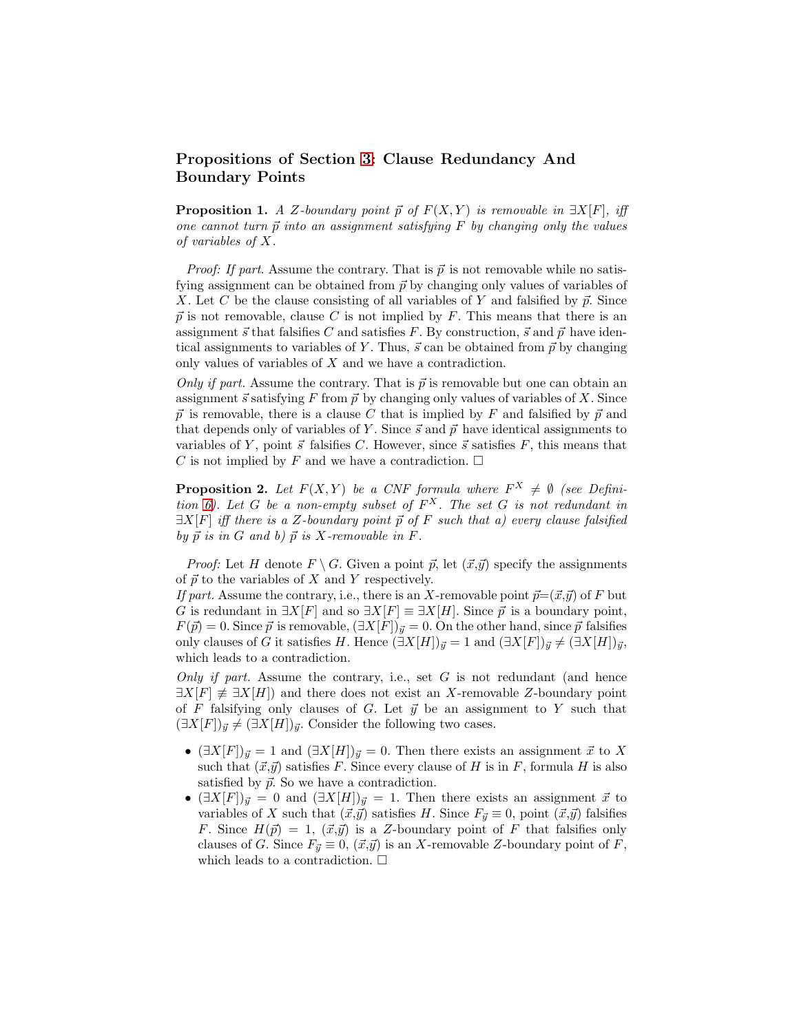## Propositions of Section 3: Clause Redundancy And Boundary Points

**Proposition 1.** *A $Z$-boundary point $\vec{p}$ of $F(X,Y)$ is removable in $\exists X[F]$, iff one cannot turn $\vec{p}$ into an assignment satisfying $F$ by changing only the values of variables of $X$.*

*Proof: If part.* Assume the contrary. That is $\vec{p}$ is not removable while no satisfying assignment can be obtained from $\vec{p}$ by changing only values of variables of $X$. Let $C$ be the clause consisting of all variables of $Y$ and falsified by $\vec{p}$. Since $\vec{p}$ is not removable, clause $C$ is not implied by $F$. This means that there is an assignment $\vec{s}$ that falsifies $C$ and satisfies $F$. By construction, $\vec{s}$ and $\vec{p}$ have identical assignments to variables of $Y$. Thus, $\vec{s}$ can be obtained from $\vec{p}$ by changing only values of variables of $X$ and we have a contradiction.

*Only if part.* Assume the contrary. That is $\vec{p}$ is removable but one can obtain an assignment $\vec{s}$ satisfying $F$ from $\vec{p}$ by changing only values of variables of $X$. Since $\vec{p}$ is removable, there is a clause $C$ that is implied by $F$ and falsified by $\vec{p}$ and that depends only of variables of $Y$. Since $\vec{s}$ and $\vec{p}$ have identical assignments to variables of $Y$, point $\vec{s}$ falsifies $C$. However, since $\vec{s}$ satisfies $F$, this means that $C$ is not implied by $F$ and we have a contradiction. □

**Proposition 2.** *Let $F(X,Y)$ be a CNF formula where $F^X \neq \emptyset$ (see Definition 6). Let $G$ be a non-empty subset of $F^X$. The set $G$ is not redundant in $\exists X[F]$ iff there is a $Z$-boundary point $\vec{p}$ of $F$ such that a) every clause falsified by $\vec{p}$ is in $G$ and b) $\vec{p}$ is $X$-removable in $F$.*

*Proof:* Let $H$ denote $F \setminus G$. Given a point $\vec{p}$, let ($\vec{x}$,$\vec{y}$) specify the assignments of $\vec{p}$ to the variables of $X$ and $Y$ respectively.
*If part.* Assume the contrary, i.e., there is an $X$-removable point $\vec{p}$=($\vec{x}$,$\vec{y}$) of $F$ but $G$ is redundant in $\exists X[F]$ and so $\exists X[F] \equiv \exists X[H]$. Since $\vec{p}$ is a boundary point, $F(\vec{p}) = 0$. Since $\vec{p}$ is removable, $(\exists X[F])_{\vec{y}} = 0$. On the other hand, since $\vec{p}$ falsifies only clauses of $G$ it satisfies $H$. Hence $(\exists X[H])_{\vec{y}} = 1$ and $(\exists X[F])_{\vec{y}} \neq (\exists X[H])_{\vec{y}}$, which leads to a contradiction.

*Only if part.* Assume the contrary, i.e., set $G$ is not redundant (and hence $\exists X[F] \not\equiv \exists X[H]$) and there does not exist an $X$-removable $Z$-boundary point of $F$ falsifying only clauses of $G$. Let $\vec{y}$ be an assignment to $Y$ such that $(\exists X[F])_{\vec{y}} \neq (\exists X[H])_{\vec{y}}$. Consider the following two cases.

- $(\exists X[F])_{\vec{y}} = 1$ and $(\exists X[H])_{\vec{y}} = 0$. Then there exists an assignment $\vec{x}$ to $X$ such that ($\vec{x}$,$\vec{y}$) satisfies $F$. Since every clause of $H$ is in $F$, formula $H$ is also satisfied by $\vec{p}$. So we have a contradiction.
- $(\exists X[F])_{\vec{y}} = 0$ and $(\exists X[H])_{\vec{y}} = 1$. Then there exists an assignment $\vec{x}$ to variables of $X$ such that ($\vec{x}$,$\vec{y}$) satisfies $H$. Since $F_{\vec{y}} \equiv 0$, point ($\vec{x}$,$\vec{y}$) falsifies $F$. Since $H(\vec{p}) = 1$, ($\vec{x}$,$\vec{y}$) is a $Z$-boundary point of $F$ that falsifies only clauses of $G$. Since $F_{\vec{y}} \equiv 0$, ($\vec{x}$,$\vec{y}$) is an $X$-removable $Z$-boundary point of $F$, which leads to a contradiction. □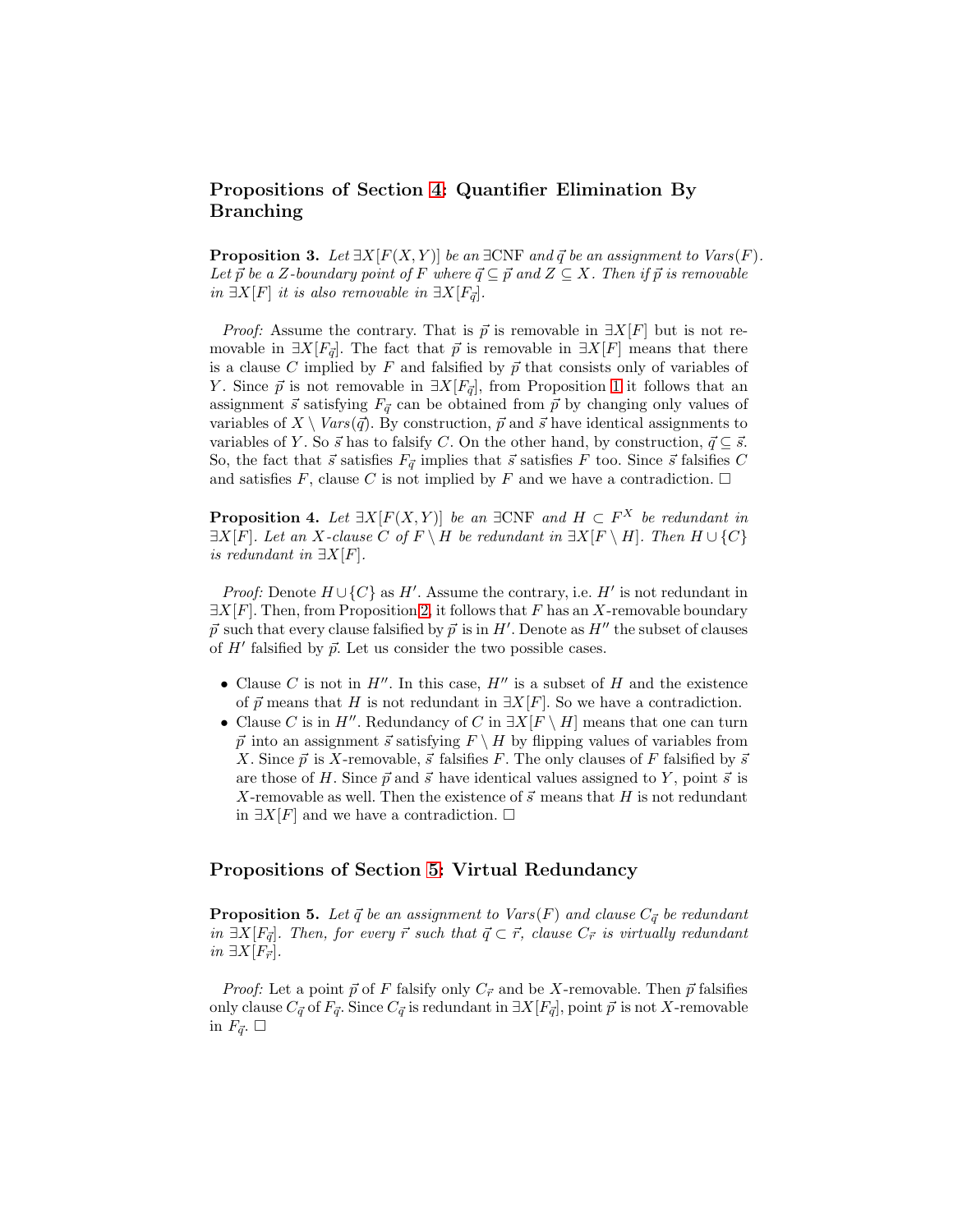## Propositions of Section 4: Quantifier Elimination By Branching

**Proposition 3.** *Let $\exists X[F(X,Y)]$ be an $\exists$CNF and $\vec{q}$ be an assignment to $Vars(F)$. Let $\vec{p}$ be a $Z$-boundary point of $F$ where $\vec{q} \subseteq \vec{p}$ and $Z \subseteq X$. Then if $\vec{p}$ is removable in $\exists X[F]$ it is also removable in $\exists X[F_{\vec{q}}]$.*

*Proof:* Assume the contrary. That is $\vec{p}$ is removable in $\exists X[F]$ but is not removable in $\exists X[F_{\vec{q}}]$. The fact that $\vec{p}$ is removable in $\exists X[F]$ means that there is a clause $C$ implied by $F$ and falsified by $\vec{p}$ that consists only of variables of $Y$. Since $\vec{p}$ is not removable in $\exists X[F_{\vec{q}}]$, from Proposition 1 it follows that an assignment $\vec{s}$ satisfying $F_{\vec{q}}$ can be obtained from $\vec{p}$ by changing only values of variables of $X \setminus Vars(\vec{q})$. By construction, $\vec{p}$ and $\vec{s}$ have identical assignments to variables of $Y$. So $\vec{s}$ has to falsify $C$. On the other hand, by construction, $\vec{q} \subseteq \vec{s}$. So, the fact that $\vec{s}$ satisfies $F_{\vec{q}}$ implies that $\vec{s}$ satisfies $F$ too. Since $\vec{s}$ falsifies $C$ and satisfies $F$, clause $C$ is not implied by $F$ and we have a contradiction. $\square$

**Proposition 4.** *Let $\exists X[F(X,Y)]$ be an $\exists$CNF and $H \subset F^X$ be redundant in $\exists X[F]$. Let an $X$-clause $C$ of $F \setminus H$ be redundant in $\exists X[F \setminus H]$. Then $H \cup \{C\}$ is redundant in $\exists X[F]$.*

*Proof:* Denote $H \cup \{C\}$ as $H'$. Assume the contrary, i.e. $H'$ is not redundant in $\exists X[F]$. Then, from Proposition 2, it follows that $F$ has an $X$-removable boundary $\vec{p}$ such that every clause falsified by $\vec{p}$ is in $H'$. Denote as $H''$ the subset of clauses of $H'$ falsified by $\vec{p}$. Let us consider the two possible cases.

- Clause $C$ is not in $H''$. In this case, $H''$ is a subset of $H$ and the existence of $\vec{p}$ means that $H$ is not redundant in $\exists X[F]$. So we have a contradiction.
- Clause $C$ is in $H''$. Redundancy of $C$ in $\exists X[F \setminus H]$ means that one can turn $\vec{p}$ into an assignment $\vec{s}$ satisfying $F \setminus H$ by flipping values of variables from $X$. Since $\vec{p}$ is $X$-removable, $\vec{s}$ falsifies $F$. The only clauses of $F$ falsified by $\vec{s}$ are those of $H$. Since $\vec{p}$ and $\vec{s}$ have identical values assigned to $Y$, point $\vec{s}$ is $X$-removable as well. Then the existence of $\vec{s}$ means that $H$ is not redundant in $\exists X[F]$ and we have a contradiction. $\square$

## Propositions of Section 5: Virtual Redundancy

**Proposition 5.** *Let $\vec{q}$ be an assignment to $Vars(F)$ and clause $C_{\vec{q}}$ be redundant in $\exists X[F_{\vec{q}}]$. Then, for every $\vec{r}$ such that $\vec{q} \subset \vec{r}$, clause $C_{\vec{r}}$ is virtually redundant in $\exists X[F_{\vec{r}}]$.*

*Proof:* Let a point $\vec{p}$ of $F$ falsify only $C_{\vec{r}}$ and be $X$-removable. Then $\vec{p}$ falsifies only clause $C_{\vec{q}}$ of $F_{\vec{q}}$. Since $C_{\vec{q}}$ is redundant in $\exists X[F_{\vec{q}}]$, point $\vec{p}$ is not $X$-removable in $F_{\vec{q}}$. $\square$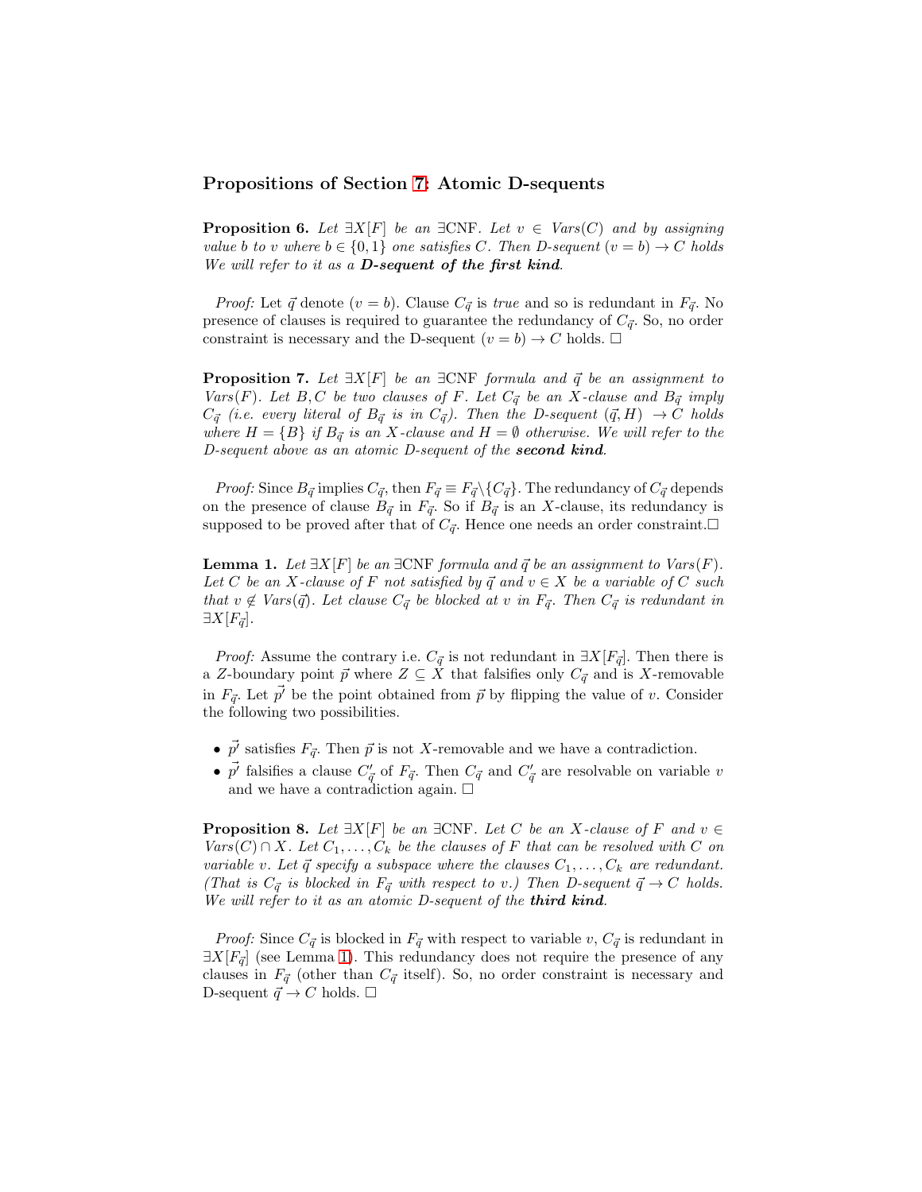## Propositions of Section 7: Atomic D-sequents

**Proposition 6.** *Let $\exists X[F]$ be an* $\exists$CNF. *Let $v \in$ Vars$(C)$ and by assigning value $b$ to $v$ where $b \in \{0,1\}$ one satisfies $C$. Then D-sequent $(v = b) \rightarrow C$ holds We will refer to it as a* ***D-sequent of the first kind****.*

*Proof:* Let $\vec{q}$ denote $(v = b)$. Clause $C_{\vec{q}}$ is *true* and so is redundant in $F_{\vec{q}}$. No presence of clauses is required to guarantee the redundancy of $C_{\vec{q}}$. So, no order constraint is necessary and the D-sequent $(v = b) \rightarrow C$ holds. □

**Proposition 7.** *Let $\exists X[F]$ be an* $\exists$CNF *formula and $\vec{q}$ be an assignment to Vars$(F)$. Let $B, C$ be two clauses of $F$. Let $C_{\vec{q}}$ be an $X$-clause and $B_{\vec{q}}$ imply $C_{\vec{q}}$ (i.e. every literal of $B_{\vec{q}}$ is in $C_{\vec{q}}$). Then the D-sequent $(\vec{q}, H) \rightarrow C$ holds where $H = \{B\}$ if $B_{\vec{q}}$ is an $X$-clause and $H = \emptyset$ otherwise. We will refer to the D-sequent above as an atomic D-sequent of the* ***second kind****.*

*Proof:* Since $B_{\vec{q}}$ implies $C_{\vec{q}}$, then $F_{\vec{q}} \equiv F_{\vec{q}} \setminus \{C_{\vec{q}}\}$. The redundancy of $C_{\vec{q}}$ depends on the presence of clause $B_{\vec{q}}$ in $F_{\vec{q}}$. So if $B_{\vec{q}}$ is an $X$-clause, its redundancy is supposed to be proved after that of $C_{\vec{q}}$. Hence one needs an order constraint.□

**Lemma 1.** *Let $\exists X[F]$ be an* $\exists$CNF *formula and $\vec{q}$ be an assignment to Vars$(F)$. Let $C$ be an $X$-clause of $F$ not satisfied by $\vec{q}$ and $v \in X$ be a variable of $C$ such that $v \notin$ Vars$(\vec{q})$. Let clause $C_{\vec{q}}$ be blocked at $v$ in $F_{\vec{q}}$. Then $C_{\vec{q}}$ is redundant in $\exists X[F_{\vec{q}}]$.*

*Proof:* Assume the contrary i.e. $C_{\vec{q}}$ is not redundant in $\exists X[F_{\vec{q}}]$. Then there is a $Z$-boundary point $\vec{p}$ where $Z \subseteq X$ that falsifies only $C_{\vec{q}}$ and is $X$-removable in $F_{\vec{q}}$. Let $\vec{p'}$ be the point obtained from $\vec{p}$ by flipping the value of $v$. Consider the following two possibilities.

- $\vec{p'}$ satisfies $F_{\vec{q}}$. Then $\vec{p}$ is not $X$-removable and we have a contradiction.
- $\vec{p'}$ falsifies a clause $C'_{\vec{q}}$ of $F_{\vec{q}}$. Then $C_{\vec{q}}$ and $C'_{\vec{q}}$ are resolvable on variable $v$ and we have a contradiction again. □

**Proposition 8.** *Let $\exists X[F]$ be an* $\exists$CNF. *Let $C$ be an $X$-clause of $F$ and $v \in$ Vars$(C) \cap X$. Let $C_1, \dots, C_k$ be the clauses of $F$ that can be resolved with $C$ on variable $v$. Let $\vec{q}$ specify a subspace where the clauses $C_1, \dots, C_k$ are redundant. (That is $C_{\vec{q}}$ is blocked in $F_{\vec{q}}$ with respect to $v$.) Then D-sequent $\vec{q} \rightarrow C$ holds. We will refer to it as an atomic D-sequent of the* ***third kind****.*

*Proof:* Since $C_{\vec{q}}$ is blocked in $F_{\vec{q}}$ with respect to variable $v$, $C_{\vec{q}}$ is redundant in $\exists X[F_{\vec{q}}]$ (see Lemma 1). This redundancy does not require the presence of any clauses in $F_{\vec{q}}$ (other than $C_{\vec{q}}$ itself). So, no order constraint is necessary and D-sequent $\vec{q} \rightarrow C$ holds. □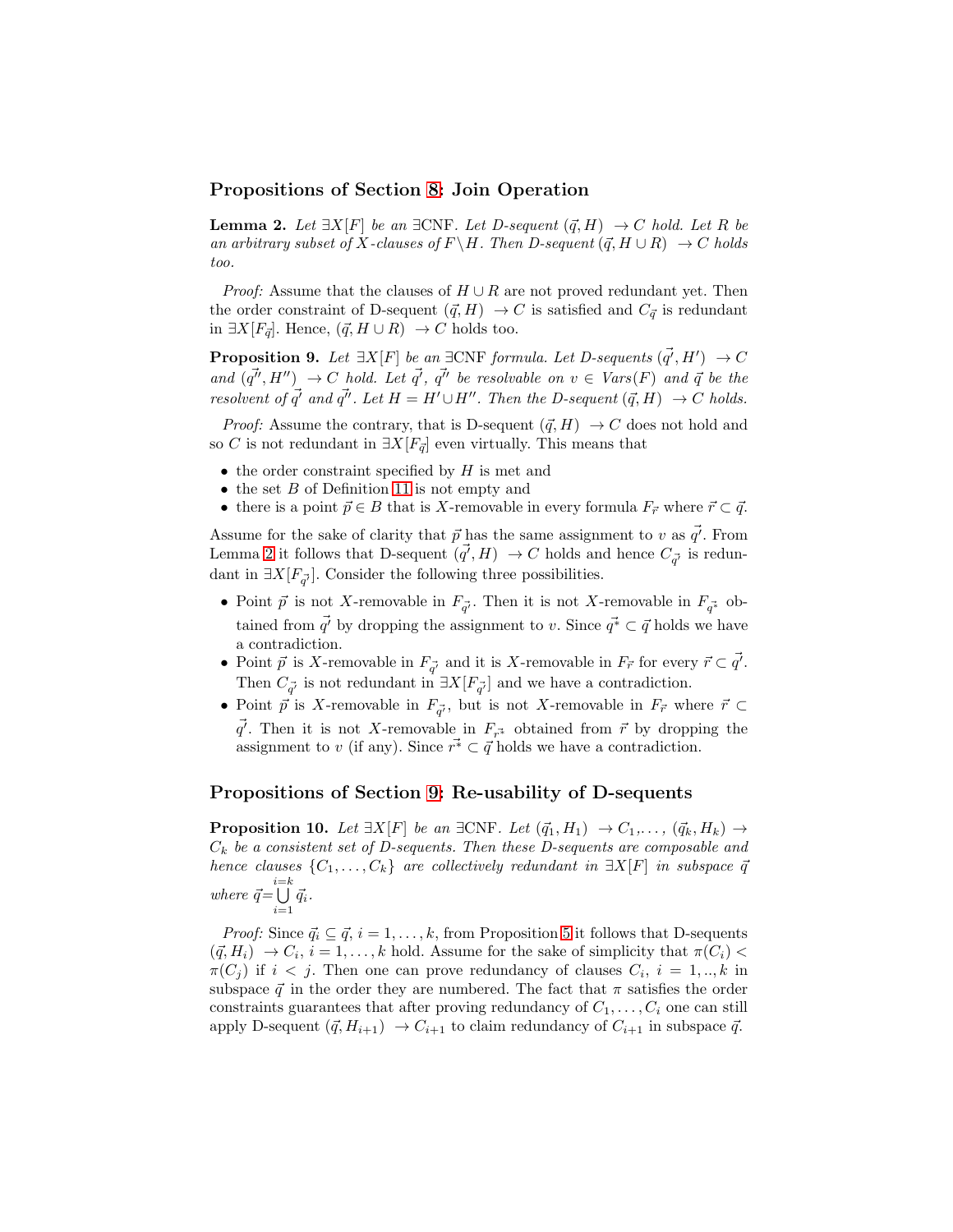## Propositions of Section 8: Join Operation

**Lemma 2.** *Let $\exists X[F]$ be an $\exists$CNF. Let D-sequent $(\vec{q}, H) \rightarrow C$ hold. Let $R$ be an arbitrary subset of $X$-clauses of $F \setminus H$. Then D-sequent $(\vec{q}, H \cup R) \rightarrow C$ holds too.*

*Proof:* Assume that the clauses of $H \cup R$ are not proved redundant yet. Then the order constraint of D-sequent $(\vec{q}, H) \rightarrow C$ is satisfied and $C_{\vec{q}}$ is redundant in $\exists X[F_{\vec{q}}]$. Hence, $(\vec{q}, H \cup R) \rightarrow C$ holds too.

**Proposition 9.** *Let $\exists X[F]$ be an $\exists$CNF formula. Let D-sequents $(\vec{q'}, H') \rightarrow C$ and $(\vec{q''}, H'') \rightarrow C$ hold. Let $\vec{q'}$, $\vec{q''}$ be resolvable on $v \in Vars(F)$ and $\vec{q}$ be the resolvent of $\vec{q'}$ and $\vec{q''}$. Let $H = H' \cup H''$. Then the D-sequent $(\vec{q}, H) \rightarrow C$ holds.*

*Proof:* Assume the contrary, that is D-sequent $(\vec{q}, H) \rightarrow C$ does not hold and so $C$ is not redundant in $\exists X[F_{\vec{q}}]$ even virtually. This means that

- the order constraint specified by $H$ is met and
- the set $B$ of Definition 11 is not empty and
- there is a point $\vec{p} \in B$ that is $X$-removable in every formula $F_{\vec{r}}$ where $\vec{r} \subset \vec{q}$.

Assume for the sake of clarity that $\vec{p}$ has the same assignment to $v$ as $\vec{q'}$. From Lemma 2 it follows that D-sequent $(\vec{q'}, H) \rightarrow C$ holds and hence $C_{\vec{q'}}$ is redundant in $\exists X[F_{\vec{q'}}]$. Consider the following three possibilities.

- Point $\vec{p}$ is not $X$-removable in $F_{\vec{q'}}$. Then it is not $X$-removable in $F_{\vec{q^*}}$ obtained from $\vec{q'}$ by dropping the assignment to $v$. Since $\vec{q^*} \subset \vec{q}$ holds we have a contradiction.
- Point $\vec{p}$ is $X$-removable in $F_{\vec{q'}}$ and it is $X$-removable in $F_{\vec{r}}$ for every $\vec{r} \subset \vec{q'}$. Then $C_{\vec{q'}}$ is not redundant in $\exists X[F_{\vec{q'}}]$ and we have a contradiction.
- Point $\vec{p}$ is $X$-removable in $F_{\vec{q'}}$, but is not $X$-removable in $F_{\vec{r}}$ where $\vec{r} \subset \vec{q'}$. Then it is not $X$-removable in $F_{\vec{r^*}}$ obtained from $\vec{r}$ by dropping the assignment to $v$ (if any). Since $\vec{r^*} \subset \vec{q}$ holds we have a contradiction.

## Propositions of Section 9: Re-usability of D-sequents

**Proposition 10.** *Let $\exists X[F]$ be an $\exists$CNF. Let $(\vec{q}_1, H_1) \rightarrow C_1, \ldots, (\vec{q}_k, H_k) \rightarrow C_k$ be a consistent set of D-sequents. Then these D-sequents are composable and hence clauses $\{C_1, \ldots, C_k\}$ are collectively redundant in $\exists X[F]$ in subspace $\vec{q}$ where $\vec{q} = \bigcup\limits_{i=1}^{i=k} \vec{q}_i$.*

*Proof:* Since $\vec{q}_i \subseteq \vec{q}$, $i = 1, \ldots, k$, from Proposition 5 it follows that D-sequents $(\vec{q}, H_i) \rightarrow C_i$, $i = 1, \ldots, k$ hold. Assume for the sake of simplicity that $\pi(C_i) < \pi(C_j)$ if $i < j$. Then one can prove redundancy of clauses $C_i$, $i = 1, .., k$ in subspace $\vec{q}$ in the order they are numbered. The fact that $\pi$ satisfies the order constraints guarantees that after proving redundancy of $C_1, \ldots, C_i$ one can still apply D-sequent $(\vec{q}, H_{i+1}) \rightarrow C_{i+1}$ to claim redundancy of $C_{i+1}$ in subspace $\vec{q}$.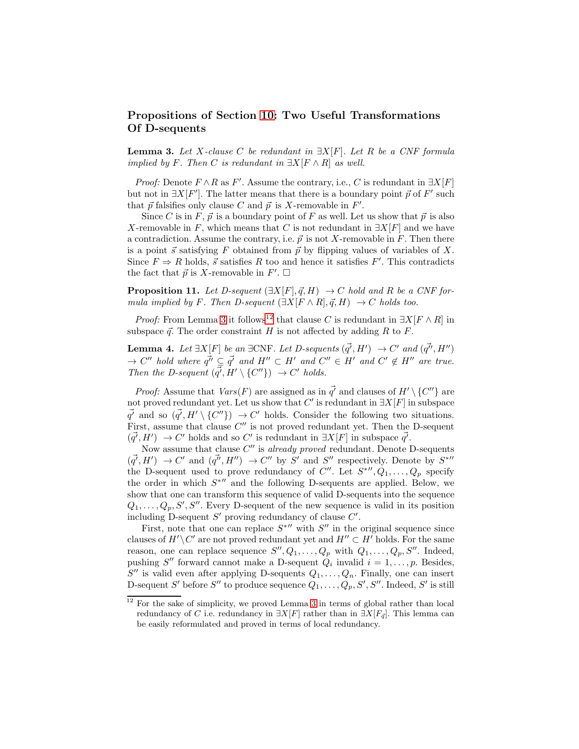## Propositions of Section 10: Two Useful Transformations Of D-sequents

**Lemma 3.** *Let $X$-clause $C$ be redundant in $\exists X[F]$. Let $R$ be a CNF formula implied by $F$. Then $C$ is redundant in $\exists X[F \wedge R]$ as well.*

*Proof:* Denote $F \wedge R$ as $F'$. Assume the contrary, i.e., $C$ is redundant in $\exists X[F]$ but not in $\exists X[F']$. The latter means that there is a boundary point $\vec{p}$ of $F'$ such that $\vec{p}$ falsifies only clause $C$ and $\vec{p}$ is $X$-removable in $F'$.

Since $C$ is in $F$, $\vec{p}$ is a boundary point of $F$ as well. Let us show that $\vec{p}$ is also $X$-removable in $F$, which means that $C$ is not redundant in $\exists X[F]$ and we have a contradiction. Assume the contrary, i.e. $\vec{p}$ is not $X$-removable in $F$. Then there is a point $\vec{s}$ satisfying $F$ obtained from $\vec{p}$ by flipping values of variables of $X$. Since $F \Rightarrow R$ holds, $\vec{s}$ satisfies $R$ too and hence it satisfies $F'$. This contradicts the fact that $\vec{p}$ is $X$-removable in $F'$. $\square$

**Proposition 11.** *Let D-sequent $(\exists X[F], \vec{q}, H) \rightarrow C$ hold and $R$ be a CNF formula implied by $F$. Then D-sequent $(\exists X[F \wedge R], \vec{q}, H) \rightarrow C$ holds too.*

*Proof:* From Lemma 3 it follows[12] that clause $C$ is redundant in $\exists X[F \wedge R]$ in subspace $\vec{q}$. The order constraint $H$ is not affected by adding $R$ to $F$.

**Lemma 4.** *Let $\exists X[F]$ be an $\exists$CNF. Let D-sequents $(\vec{q'}, H') \rightarrow C'$ and $(\vec{q''}, H'') \rightarrow C''$ hold where $\vec{q''} \subseteq \vec{q'}$ and $H'' \subset H'$ and $C'' \in H'$ and $C' \notin H''$ are true. Then the D-sequent $(\vec{q'}, H' \setminus \{C''\}) \rightarrow C'$ holds.*

*Proof:* Assume that $Vars(F)$ are assigned as in $\vec{q'}$ and clauses of $H' \setminus \{C''\}$ are not proved redundant yet. Let us show that $C'$ is redundant in $\exists X[F]$ in subspace $\vec{q'}$ and so $(\vec{q'}, H' \setminus \{C''\}) \rightarrow C'$ holds. Consider the following two situations. First, assume that clause $C''$ is not proved redundant yet. Then the D-sequent $(\vec{q'}, H') \rightarrow C'$ holds and so $C'$ is redundant in $\exists X[F]$ in subspace $\vec{q'}$.

Now assume that clause $C''$ is *already proved* redundant. Denote D-sequents $(\vec{q'}, H') \rightarrow C'$ and $(\vec{q''}, H'') \rightarrow C''$ by $S'$ and $S''$ respectively. Denote by $S^{*\prime\prime}$ the D-sequent used to prove redundancy of $C''$. Let $S^{*\prime\prime}, Q_1, \dots, Q_p$ specify the order in which $S^{*\prime\prime}$ and the following D-sequents are applied. Below, we show that one can transform this sequence of valid D-sequents into the sequence $Q_1, \dots, Q_p, S', S''$. Every D-sequent of the new sequence is valid in its position including D-sequent $S'$ proving redundancy of clause $C'$.

First, note that one can replace $S^{*\prime\prime}$ with $S''$ in the original sequence since clauses of $H' \setminus C'$ are not proved redundant yet and $H'' \subset H'$ holds. For the same reason, one can replace sequence $S'', Q_1, \dots, Q_p$ with $Q_1, \dots, Q_p, S''$. Indeed, pushing $S''$ forward cannot make a D-sequent $Q_i$ invalid $i = 1, \dots, p$. Besides, $S''$ is valid even after applying D-sequents $Q_1, \dots, Q_n$. Finally, one can insert D-sequent $S'$ before $S''$ to produce sequence $Q_1, \dots, Q_p, S', S''$. Indeed, $S'$ is still

[12] For the sake of simplicity, we proved Lemma 3 in terms of global rather than local redundancy of $C$ i.e. redundancy in $\exists X[F]$ rather than in $\exists X[F_{\vec{q}}]$. This lemma can be easily reformulated and proved in terms of local redundancy.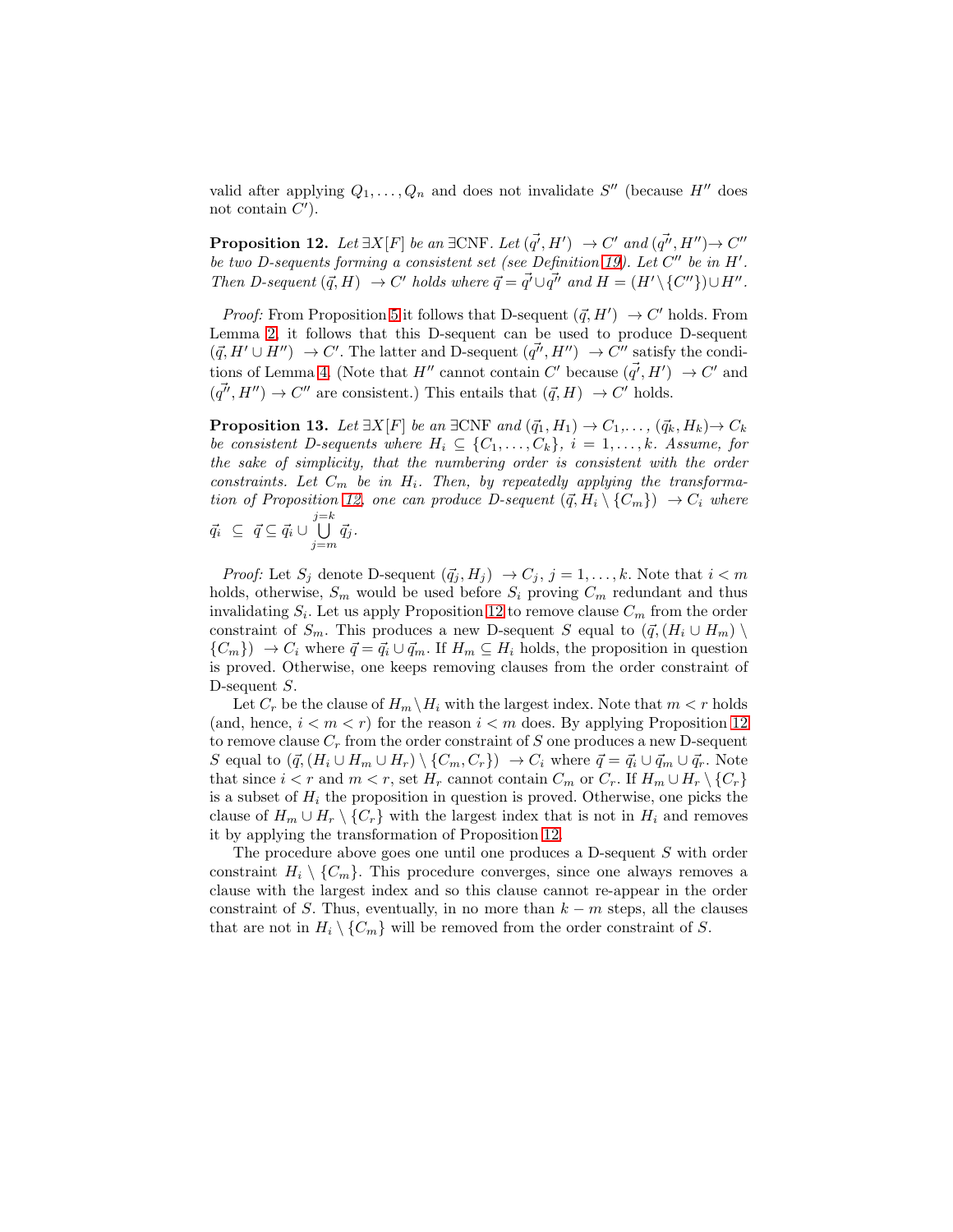valid after applying $Q_1,\dots,Q_n$ and does not invalidate $S''$ (because $H''$ does not contain $C'$).

**Proposition 12.** *Let $\exists X[F]$ be an $\exists$CNF. Let $(\vec{q'},H') \rightarrow C'$ and $(\vec{q''},H'') \rightarrow C''$ be two D-sequents forming a consistent set (see Definition 19). Let $C''$ be in $H'$. Then D-sequent $(\vec{q},H) \rightarrow C'$ holds where $\vec{q}=\vec{q'} \cup \vec{q''}$ and $H=(H' \setminus \{C''\}) \cup H''$.*

*Proof:* From Proposition 5 it follows that D-sequent $(\vec{q},H') \rightarrow C'$ holds. From Lemma 2, it follows that this D-sequent can be used to produce D-sequent $(\vec{q},H' \cup H'') \rightarrow C'$. The latter and D-sequent $(\vec{q''},H'') \rightarrow C''$ satisfy the conditions of Lemma 4. (Note that $H''$ cannot contain $C'$ because $(\vec{q'},H') \rightarrow C'$ and $(\vec{q''},H'') \rightarrow C''$ are consistent.) This entails that $(\vec{q},H) \rightarrow C'$ holds.

**Proposition 13.** *Let $\exists X[F]$ be an $\exists$CNF and $(\vec{q}_1,H_1) \rightarrow C_1,\dots,(\vec{q}_k,H_k) \rightarrow C_k$ be consistent D-sequents where $H_i \subseteq \{C_1,\dots,C_k\}$, $i=1,\dots,k$. Assume, for the sake of simplicity, that the numbering order is consistent with the order constraints. Let $C_m$ be in $H_i$. Then, by repeatedly applying the transformation of Proposition 12, one can produce D-sequent $(\vec{q},H_i \setminus \{C_m\}) \rightarrow C_i$ where $\vec{q}_i \subseteq \vec{q} \subseteq \vec{q}_i \cup \bigcup\limits_{j=m}^{j=k} \vec{q}_j$.*

*Proof:* Let $S_j$ denote D-sequent $(\vec{q}_j,H_j) \rightarrow C_j$, $j=1,\dots,k$. Note that $i<m$ holds, otherwise, $S_m$ would be used before $S_i$ proving $C_m$ redundant and thus invalidating $S_i$. Let us apply Proposition 12 to remove clause $C_m$ from the order constraint of $S_m$. This produces a new D-sequent $S$ equal to $(\vec{q},(H_i \cup H_m) \setminus \{C_m\}) \rightarrow C_i$ where $\vec{q}=\vec{q}_i \cup \vec{q}_m$. If $H_m \subseteq H_i$ holds, the proposition in question is proved. Otherwise, one keeps removing clauses from the order constraint of D-sequent $S$.

Let $C_r$ be the clause of $H_m \setminus H_i$ with the largest index. Note that $m<r$ holds (and, hence, $i<m<r$) for the reason $i<m$ does. By applying Proposition 12 to remove clause $C_r$ from the order constraint of $S$ one produces a new D-sequent $S$ equal to $(\vec{q},(H_i \cup H_m \cup H_r) \setminus \{C_m,C_r\}) \rightarrow C_i$ where $\vec{q}=\vec{q}_i \cup \vec{q}_m \cup \vec{q}_r$. Note that since $i<r$ and $m<r$, set $H_r$ cannot contain $C_m$ or $C_r$. If $H_m \cup H_r \setminus \{C_r\}$ is a subset of $H_i$ the proposition in question is proved. Otherwise, one picks the clause of $H_m \cup H_r \setminus \{C_r\}$ with the largest index that is not in $H_i$ and removes it by applying the transformation of Proposition 12.

The procedure above goes one until one produces a D-sequent $S$ with order constraint $H_i \setminus \{C_m\}$. This procedure converges, since one always removes a clause with the largest index and so this clause cannot re-appear in the order constraint of $S$. Thus, eventually, in no more than $k-m$ steps, all the clauses that are not in $H_i \setminus \{C_m\}$ will be removed from the order constraint of $S$.